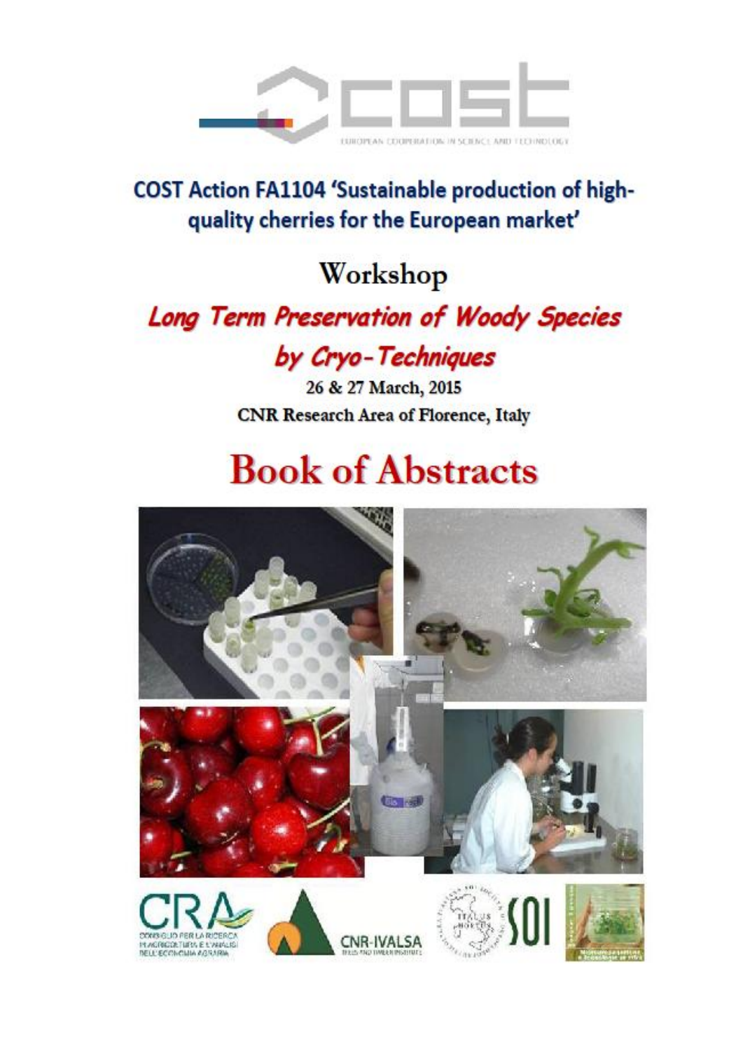COST

EUROPEAN COOPERATION IN SCIENCE AND TECHNOLOGY

## COST Action FA1104 'Sustainable production of high-quality cherries for the European market'

# Workshop

## *Long Term Preservation of Woody Species by Cryo-Techniques*

26 & 27 March, 2015

CNR Research Area of Florence, Italy

# Book of Abstracts

CRA CONSIGLIO PER LA RICERCA IN AGRICOLTURA E L'ANALISI DELL'ECONOMIA AGRARIA

CNR-IVALSA TREES AND TIMBER INSTITUTE

SOI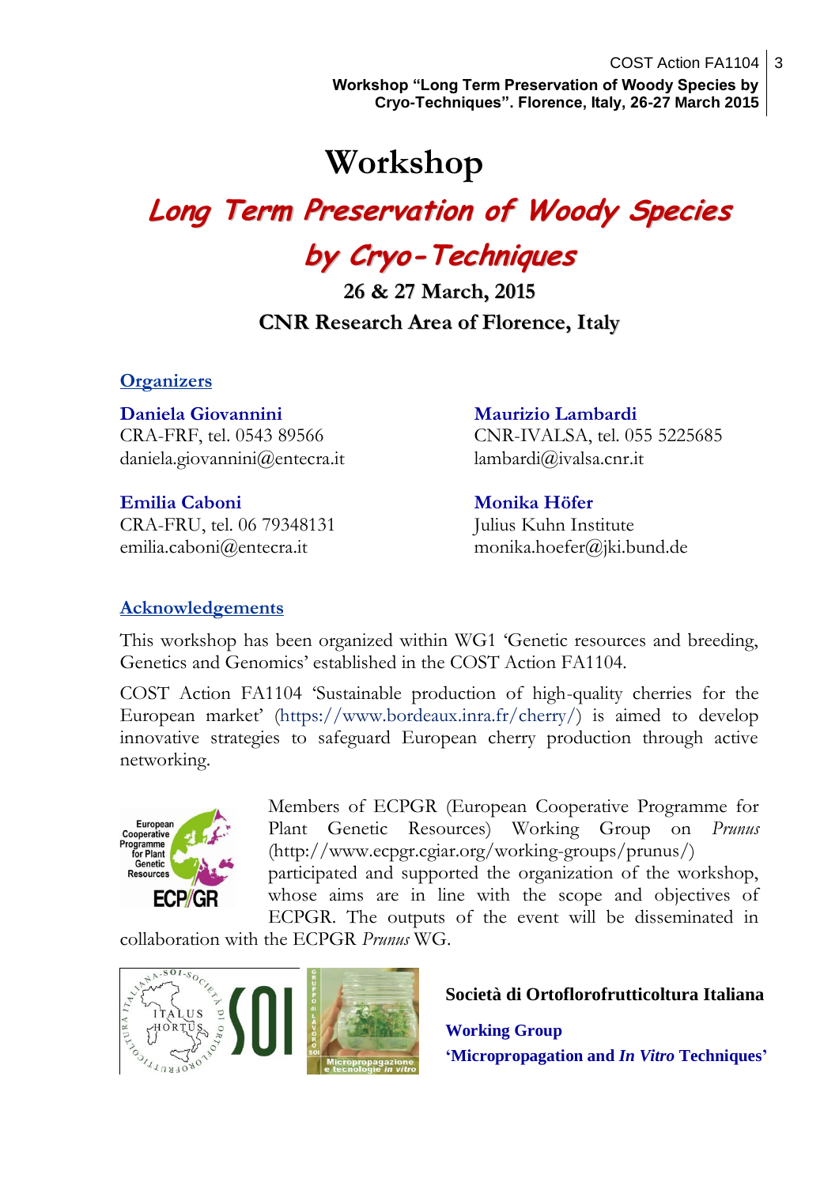# Workshop

## *Long Term Preservation of Woody Species by Cryo-Techniques*

**26 & 27 March, 2015**

**CNR Research Area of Florence, Italy**

### Organizers

**Daniela Giovannini**
CRA-FRF, tel. 0543 89566
daniela.giovannini@entecra.it

**Maurizio Lambardi**
CNR-IVALSA, tel. 055 5225685
lambardi@ivalsa.cnr.it

**Emilia Caboni**
CRA-FRU, tel. 06 79348131
emilia.caboni@entecra.it

**Monika Höfer**
Julius Kuhn Institute
monika.hoefer@jki.bund.de

### Acknowledgements

This workshop has been organized within WG1 'Genetic resources and breeding, Genetics and Genomics' established in the COST Action FA1104.

COST Action FA1104 'Sustainable production of high-quality cherries for the European market' (https://www.bordeaux.inra.fr/cherry/) is aimed to develop innovative strategies to safeguard European cherry production through active networking.

Members of ECPGR (European Cooperative Programme for Plant Genetic Resources) Working Group on *Prunus* (http://www.ecpgr.cgiar.org/working-groups/prunus/) participated and supported the organization of the workshop, whose aims are in line with the scope and objectives of ECPGR. The outputs of the event will be disseminated in collaboration with the ECPGR *Prunus* WG.

**Società di Ortoflorofrutticoltura Italiana**

**Working Group**
**'Micropropagation and *In Vitro* Techniques'**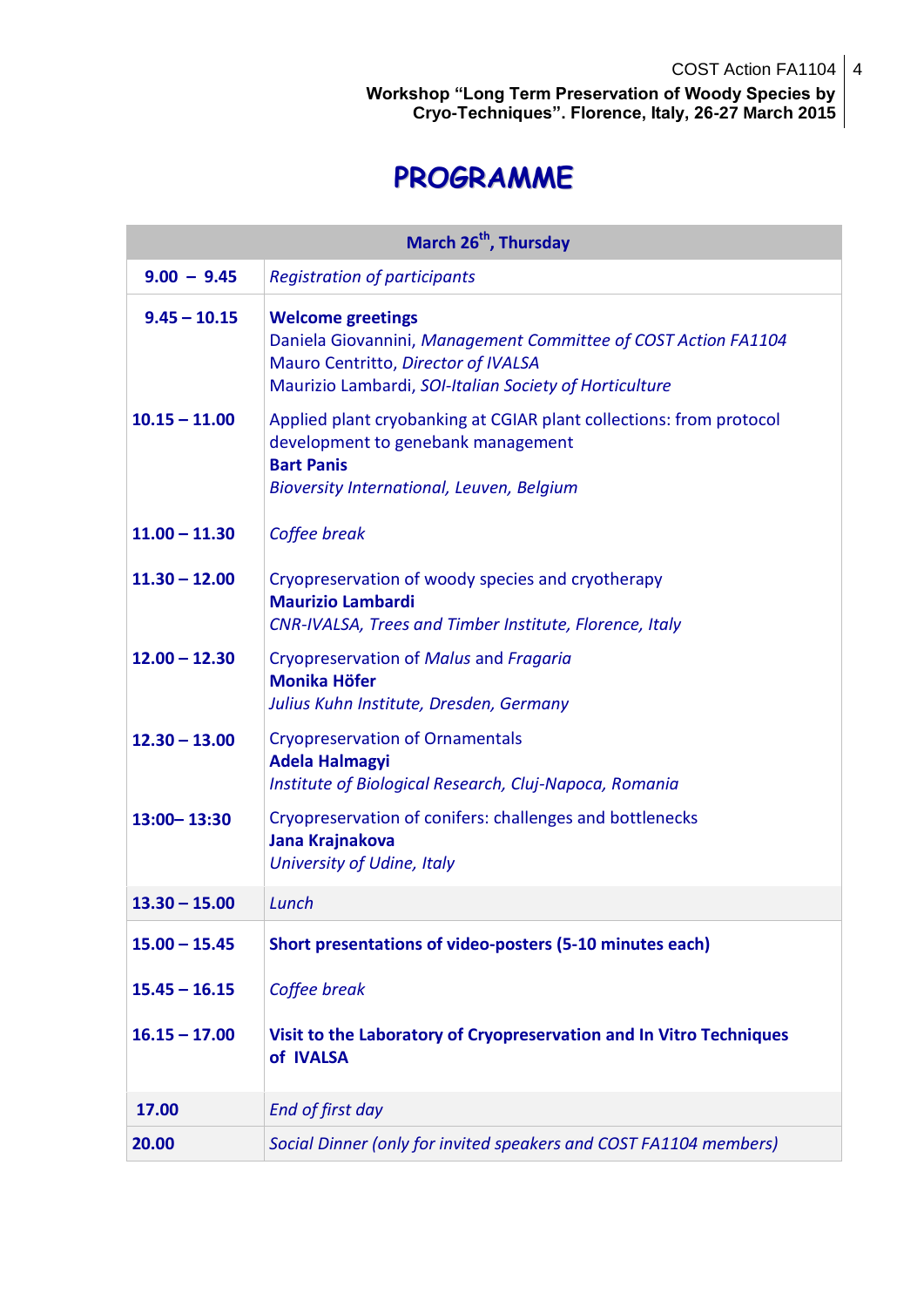# PROGRAMME

| March 26th, Thursday | |
|---|---|
| **9.00 – 9.45** | *Registration of participants* |
| **9.45 – 10.15** | **Welcome greetings**<br>Daniela Giovannini, *Management Committee of COST Action FA1104*<br>Mauro Centritto, *Director of IVALSA*<br>Maurizio Lambardi, *SOI-Italian Society of Horticulture* |
| **10.15 – 11.00** | Applied plant cryobanking at CGIAR plant collections: from protocol development to genebank management<br>**Bart Panis**<br>*Bioversity International, Leuven, Belgium* |
| **11.00 – 11.30** | *Coffee break* |
| **11.30 – 12.00** | Cryopreservation of woody species and cryotherapy<br>**Maurizio Lambardi**<br>*CNR-IVALSA, Trees and Timber Institute, Florence, Italy* |
| **12.00 – 12.30** | Cryopreservation of *Malus* and *Fragaria*<br>**Monika Höfer**<br>*Julius Kuhn Institute, Dresden, Germany* |
| **12.30 – 13.00** | Cryopreservation of Ornamentals<br>**Adela Halmagyi**<br>*Institute of Biological Research, Cluj-Napoca, Romania* |
| **13:00– 13:30** | Cryopreservation of conifers: challenges and bottlenecks<br>**Jana Krajnakova**<br>*University of Udine, Italy* |
| **13.30 – 15.00** | *Lunch* |
| **15.00 – 15.45** | **Short presentations of video-posters (5-10 minutes each)** |
| **15.45 – 16.15** | *Coffee break* |
| **16.15 – 17.00** | **Visit to the Laboratory of Cryopreservation and In Vitro Techniques of IVALSA** |
| **17.00** | *End of first day* |
| **20.00** | *Social Dinner (only for invited speakers and COST FA1104 members)* |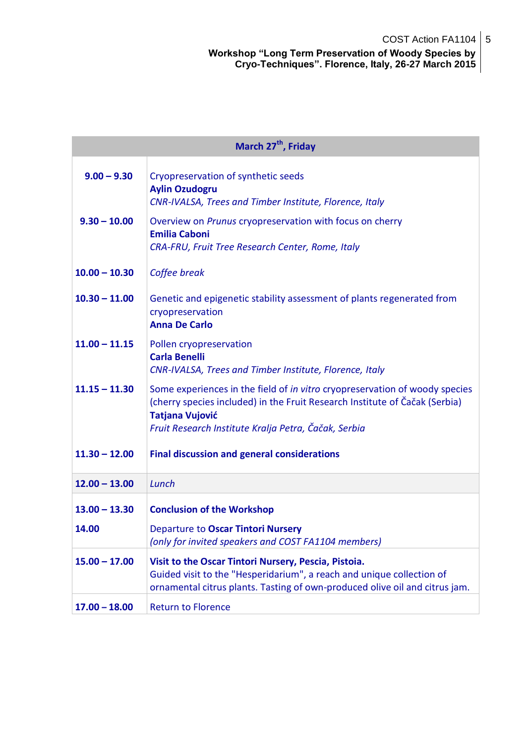| March 27th, Friday | |
|---|---|
| **9.00 – 9.30** | Cryopreservation of synthetic seeds<br>**Aylin Ozudogru**<br>*CNR-IVALSA, Trees and Timber Institute, Florence, Italy* |
| **9.30 – 10.00** | Overview on *Prunus* cryopreservation with focus on cherry<br>**Emilia Caboni**<br>*CRA-FRU, Fruit Tree Research Center, Rome, Italy* |
| **10.00 – 10.30** | *Coffee break* |
| **10.30 – 11.00** | Genetic and epigenetic stability assessment of plants regenerated from cryopreservation<br>**Anna De Carlo** |
| **11.00 – 11.15** | Pollen cryopreservation<br>**Carla Benelli**<br>*CNR-IVALSA, Trees and Timber Institute, Florence, Italy* |
| **11.15 – 11.30** | Some experiences in the field of *in vitro* cryopreservation of woody species (cherry species included) in the Fruit Research Institute of Čačak (Serbia)<br>**Tatjana Vujović**<br>*Fruit Research Institute Kralja Petra, Čačak, Serbia* |
| **11.30 – 12.00** | **Final discussion and general considerations** |
| **12.00 – 13.00** | *Lunch* |
| **13.00 – 13.30** | **Conclusion of the Workshop** |
| **14.00** | Departure to **Oscar Tintori Nursery**<br>*(only for invited speakers and COST FA1104 members)* |
| **15.00 – 17.00** | **Visit to the Oscar Tintori Nursery, Pescia, Pistoia.**<br>Guided visit to the "Hesperidarium", a reach and unique collection of ornamental citrus plants. Tasting of own-produced olive oil and citrus jam. |
| **17.00 – 18.00** | Return to Florence |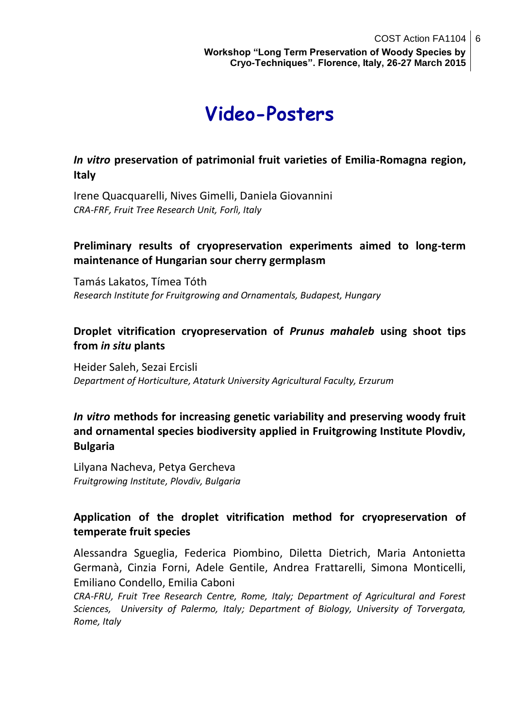# Video-Posters

### *In vitro* preservation of patrimonial fruit varieties of Emilia-Romagna region, Italy

Irene Quacquarelli, Nives Gimelli, Daniela Giovannini
*CRA-FRF, Fruit Tree Research Unit, Forlì, Italy*

### Preliminary results of cryopreservation experiments aimed to long-term maintenance of Hungarian sour cherry germplasm

Tamás Lakatos, Tímea Tóth
*Research Institute for Fruitgrowing and Ornamentals, Budapest, Hungary*

### Droplet vitrification cryopreservation of *Prunus mahaleb* using shoot tips from *in situ* plants

Heider Saleh, Sezai Ercisli
*Department of Horticulture, Ataturk University Agricultural Faculty, Erzurum*

### *In vitro* methods for increasing genetic variability and preserving woody fruit and ornamental species biodiversity applied in Fruitgrowing Institute Plovdiv, Bulgaria

Lilyana Nacheva, Petya Gercheva
*Fruitgrowing Institute, Plovdiv, Bulgaria*

### Application of the droplet vitrification method for cryopreservation of temperate fruit species

Alessandra Sgueglia, Federica Piombino, Diletta Dietrich, Maria Antonietta Germanà, Cinzia Forni, Adele Gentile, Andrea Frattarelli, Simona Monticelli, Emiliano Condello, Emilia Caboni
*CRA-FRU, Fruit Tree Research Centre, Rome, Italy; Department of Agricultural and Forest Sciences, University of Palermo, Italy; Department of Biology, University of Torvergata, Rome, Italy*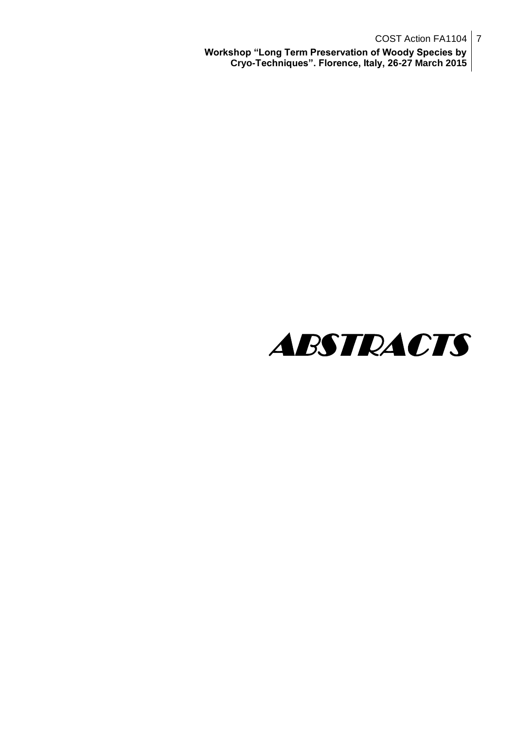# ABSTRACTS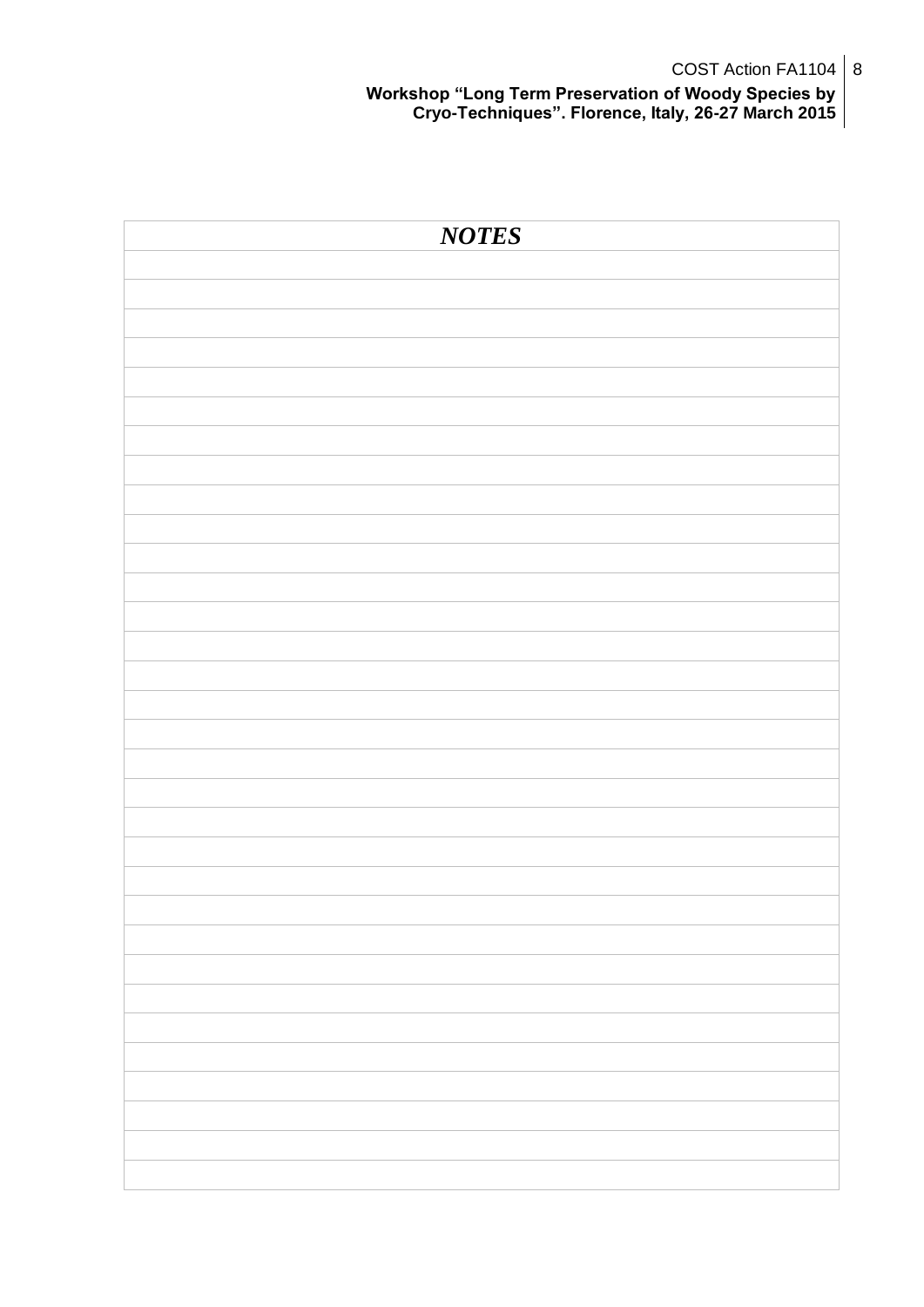***NOTES***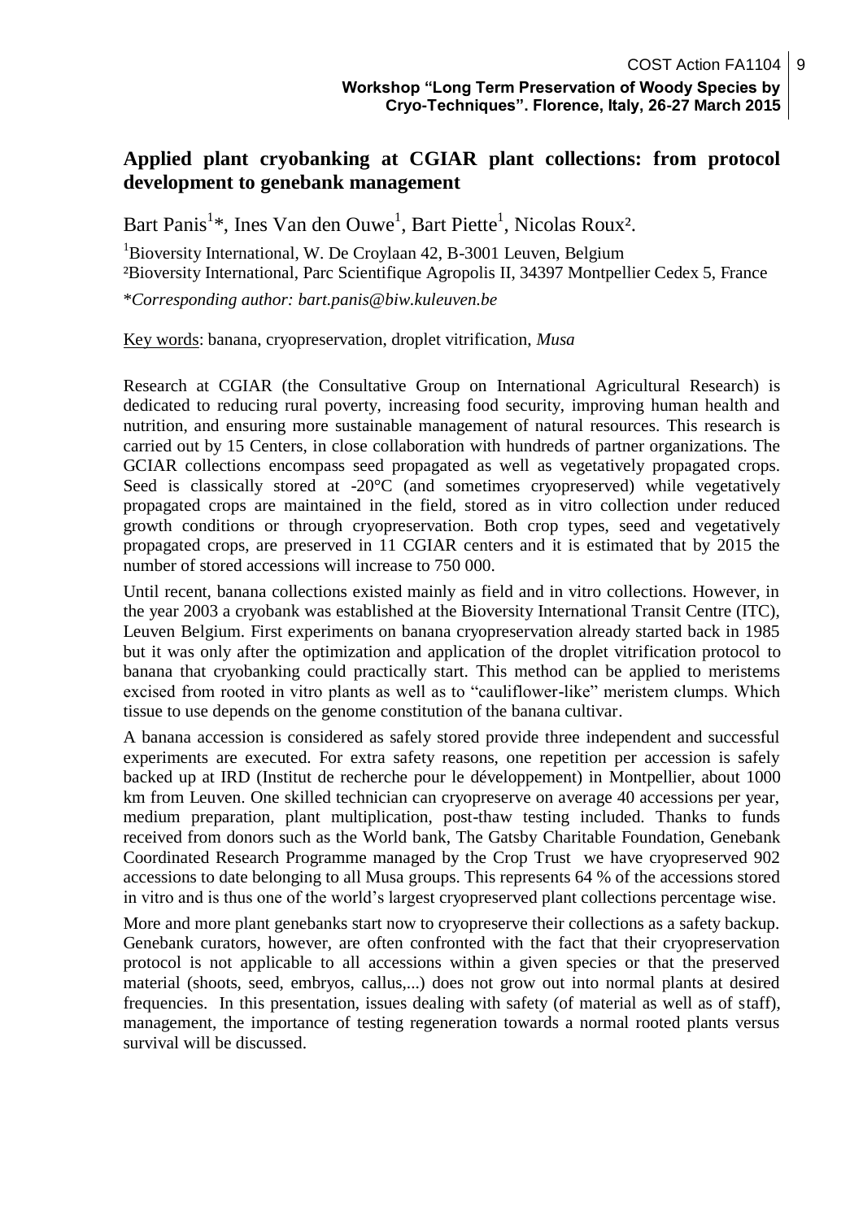## Applied plant cryobanking at CGIAR plant collections: from protocol development to genebank management

Bart Panis[1]*, Ines Van den Ouwe[1], Bart Piette[1], Nicolas Roux[2].

[1]Bioversity International, W. De Croylaan 42, B-3001 Leuven, Belgium
[2]Bioversity International, Parc Scientifique Agropolis II, 34397 Montpellier Cedex 5, France

**Corresponding author: bart.panis@biw.kuleuven.be*

Key words: banana, cryopreservation, droplet vitrification, *Musa*

Research at CGIAR (the Consultative Group on International Agricultural Research) is dedicated to reducing rural poverty, increasing food security, improving human health and nutrition, and ensuring more sustainable management of natural resources. This research is carried out by 15 Centers, in close collaboration with hundreds of partner organizations. The GCIAR collections encompass seed propagated as well as vegetatively propagated crops. Seed is classically stored at -20°C (and sometimes cryopreserved) while vegetatively propagated crops are maintained in the field, stored as in vitro collection under reduced growth conditions or through cryopreservation. Both crop types, seed and vegetatively propagated crops, are preserved in 11 CGIAR centers and it is estimated that by 2015 the number of stored accessions will increase to 750 000.

Until recent, banana collections existed mainly as field and in vitro collections. However, in the year 2003 a cryobank was established at the Bioversity International Transit Centre (ITC), Leuven Belgium. First experiments on banana cryopreservation already started back in 1985 but it was only after the optimization and application of the droplet vitrification protocol to banana that cryobanking could practically start. This method can be applied to meristems excised from rooted in vitro plants as well as to "cauliflower-like" meristem clumps. Which tissue to use depends on the genome constitution of the banana cultivar.

A banana accession is considered as safely stored provide three independent and successful experiments are executed. For extra safety reasons, one repetition per accession is safely backed up at IRD (Institut de recherche pour le développement) in Montpellier, about 1000 km from Leuven. One skilled technician can cryopreserve on average 40 accessions per year, medium preparation, plant multiplication, post-thaw testing included. Thanks to funds received from donors such as the World bank, The Gatsby Charitable Foundation, Genebank Coordinated Research Programme managed by the Crop Trust we have cryopreserved 902 accessions to date belonging to all Musa groups. This represents 64 % of the accessions stored in vitro and is thus one of the world's largest cryopreserved plant collections percentage wise.

More and more plant genebanks start now to cryopreserve their collections as a safety backup. Genebank curators, however, are often confronted with the fact that their cryopreservation protocol is not applicable to all accessions within a given species or that the preserved material (shoots, seed, embryos, callus,...) does not grow out into normal plants at desired frequencies. In this presentation, issues dealing with safety (of material as well as of staff), management, the importance of testing regeneration towards a normal rooted plants versus survival will be discussed.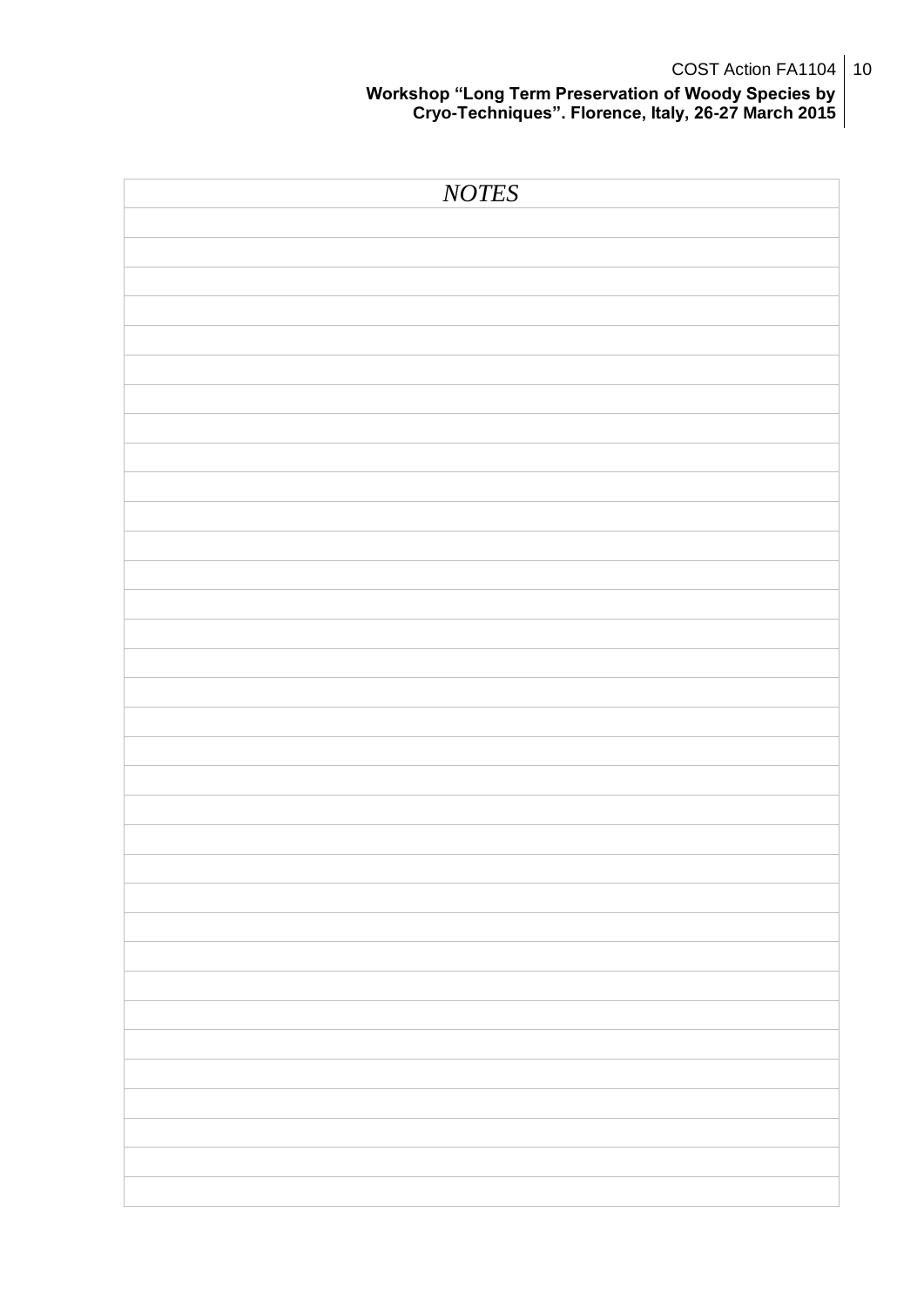*NOTES*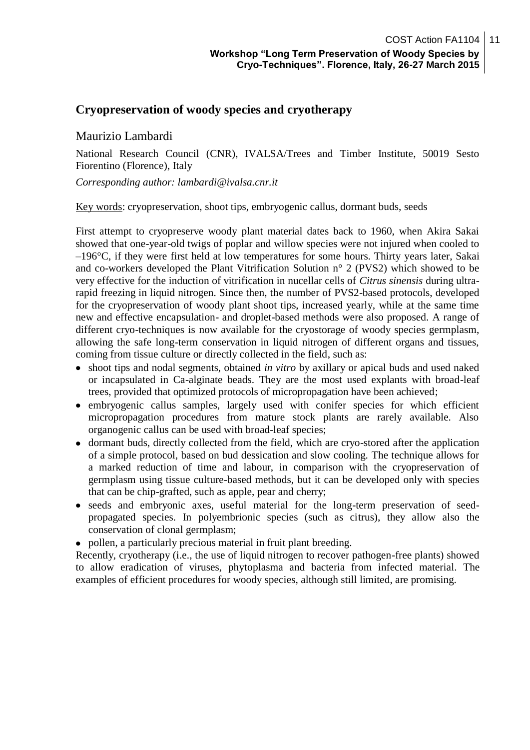## Cryopreservation of woody species and cryotherapy

Maurizio Lambardi

National Research Council (CNR), IVALSA/Trees and Timber Institute, 50019 Sesto Fiorentino (Florence), Italy

*Corresponding author: lambardi@ivalsa.cnr.it*

Key words: cryopreservation, shoot tips, embryogenic callus, dormant buds, seeds

First attempt to cryopreserve woody plant material dates back to 1960, when Akira Sakai showed that one-year-old twigs of poplar and willow species were not injured when cooled to –196°C, if they were first held at low temperatures for some hours. Thirty years later, Sakai and co-workers developed the Plant Vitrification Solution n° 2 (PVS2) which showed to be very effective for the induction of vitrification in nucellar cells of *Citrus sinensis* during ultra-rapid freezing in liquid nitrogen. Since then, the number of PVS2-based protocols, developed for the cryopreservation of woody plant shoot tips, increased yearly, while at the same time new and effective encapsulation- and droplet-based methods were also proposed. A range of different cryo-techniques is now available for the cryostorage of woody species germplasm, allowing the safe long-term conservation in liquid nitrogen of different organs and tissues, coming from tissue culture or directly collected in the field, such as:

- shoot tips and nodal segments, obtained *in vitro* by axillary or apical buds and used naked or incapsulated in Ca-alginate beads. They are the most used explants with broad-leaf trees, provided that optimized protocols of micropropagation have been achieved;
- embryogenic callus samples, largely used with conifer species for which efficient micropropagation procedures from mature stock plants are rarely available. Also organogenic callus can be used with broad-leaf species;
- dormant buds, directly collected from the field, which are cryo-stored after the application of a simple protocol, based on bud dessication and slow cooling. The technique allows for a marked reduction of time and labour, in comparison with the cryopreservation of germplasm using tissue culture-based methods, but it can be developed only with species that can be chip-grafted, such as apple, pear and cherry;
- seeds and embryonic axes, useful material for the long-term preservation of seed-propagated species. In polyembrionic species (such as citrus), they allow also the conservation of clonal germplasm;
- pollen, a particularly precious material in fruit plant breeding.

Recently, cryotherapy (i.e., the use of liquid nitrogen to recover pathogen-free plants) showed to allow eradication of viruses, phytoplasma and bacteria from infected material. The examples of efficient procedures for woody species, although still limited, are promising.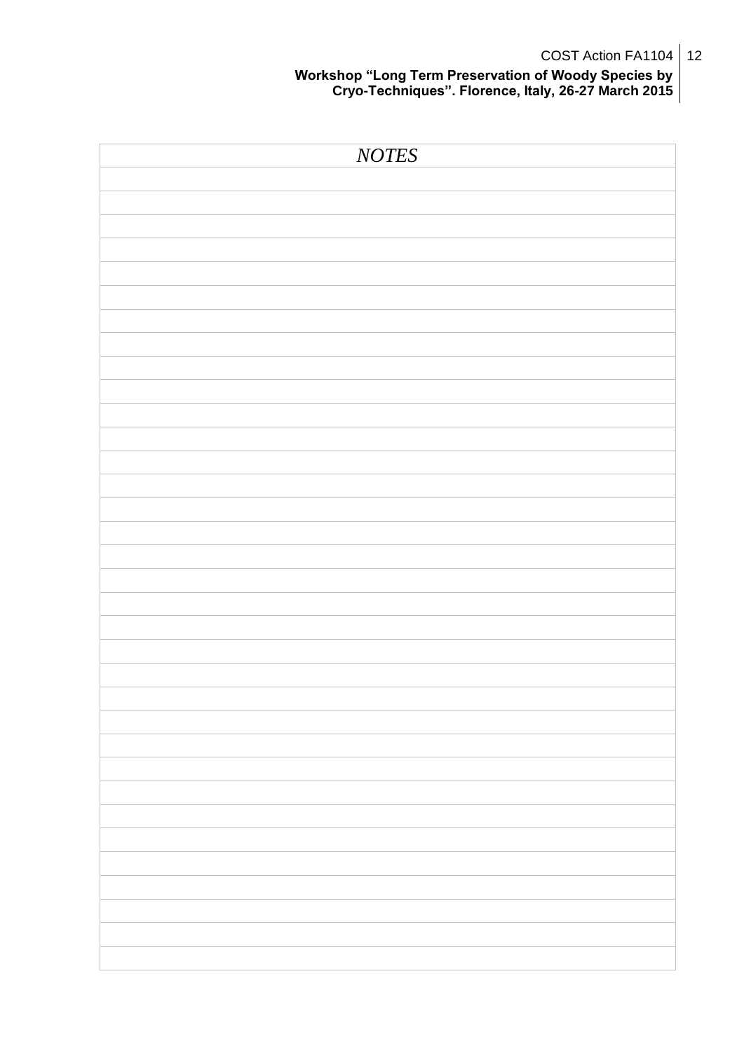*NOTES*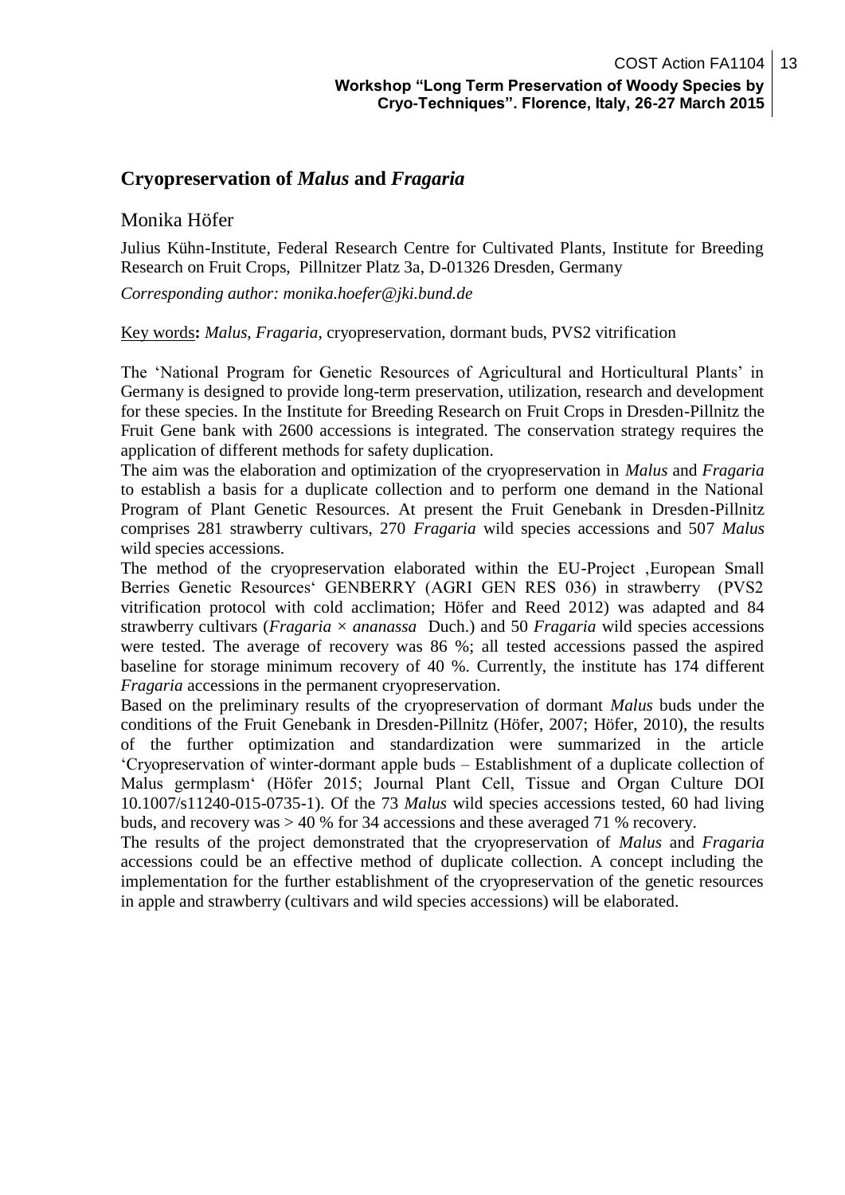## Cryopreservation of *Malus* and *Fragaria*

Monika Höfer

Julius Kühn-Institute, Federal Research Centre for Cultivated Plants, Institute for Breeding Research on Fruit Crops, Pillnitzer Platz 3a, D-01326 Dresden, Germany

*Corresponding author: monika.hoefer@jki.bund.de*

Key words**:** *Malus, Fragaria*, cryopreservation, dormant buds, PVS2 vitrification

The 'National Program for Genetic Resources of Agricultural and Horticultural Plants' in Germany is designed to provide long-term preservation, utilization, research and development for these species. In the Institute for Breeding Research on Fruit Crops in Dresden-Pillnitz the Fruit Gene bank with 2600 accessions is integrated. The conservation strategy requires the application of different methods for safety duplication.

The aim was the elaboration and optimization of the cryopreservation in *Malus* and *Fragaria* to establish a basis for a duplicate collection and to perform one demand in the National Program of Plant Genetic Resources. At present the Fruit Genebank in Dresden-Pillnitz comprises 281 strawberry cultivars, 270 *Fragaria* wild species accessions and 507 *Malus* wild species accessions.

The method of the cryopreservation elaborated within the EU-Project ‚European Small Berries Genetic Resources' GENBERRY (AGRI GEN RES 036) in strawberry (PVS2 vitrification protocol with cold acclimation; Höfer and Reed 2012) was adapted and 84 strawberry cultivars (*Fragaria* × *ananassa* Duch.) and 50 *Fragaria* wild species accessions were tested. The average of recovery was 86 %; all tested accessions passed the aspired baseline for storage minimum recovery of 40 %. Currently, the institute has 174 different *Fragaria* accessions in the permanent cryopreservation.

Based on the preliminary results of the cryopreservation of dormant *Malus* buds under the conditions of the Fruit Genebank in Dresden-Pillnitz (Höfer, 2007; Höfer, 2010), the results of the further optimization and standardization were summarized in the article 'Cryopreservation of winter-dormant apple buds – Establishment of a duplicate collection of Malus germplasm' (Höfer 2015; Journal Plant Cell, Tissue and Organ Culture DOI 10.1007/s11240-015-0735-1). Of the 73 *Malus* wild species accessions tested, 60 had living buds, and recovery was > 40 % for 34 accessions and these averaged 71 % recovery.

The results of the project demonstrated that the cryopreservation of *Malus* and *Fragaria* accessions could be an effective method of duplicate collection. A concept including the implementation for the further establishment of the cryopreservation of the genetic resources in apple and strawberry (cultivars and wild species accessions) will be elaborated.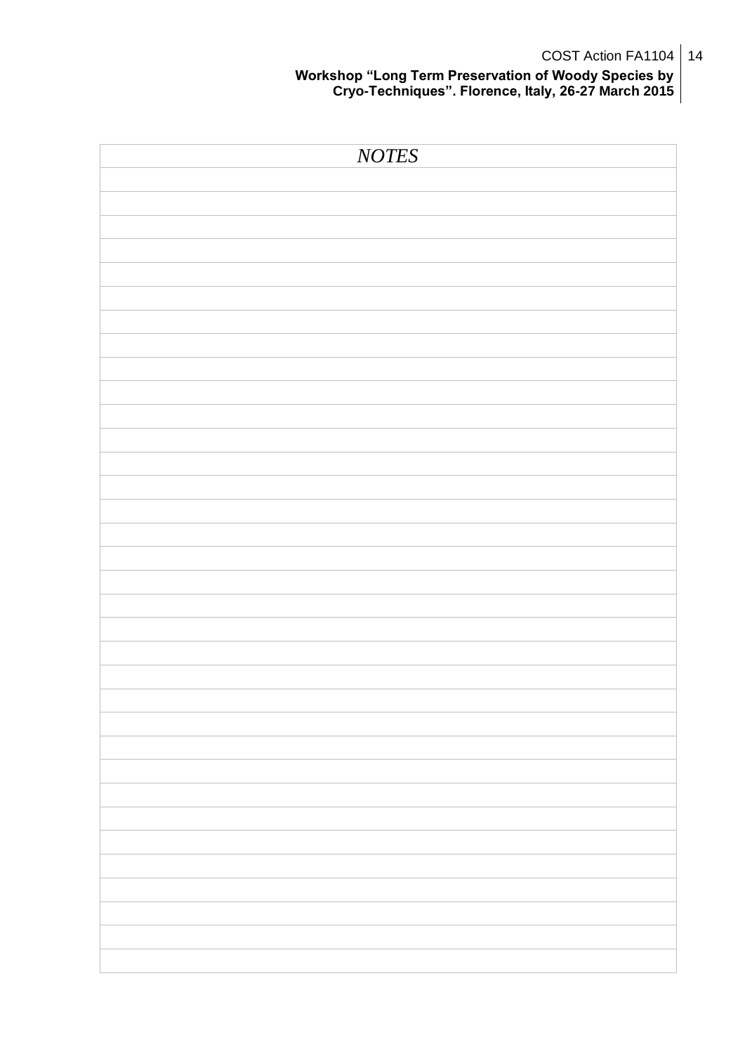*NOTES*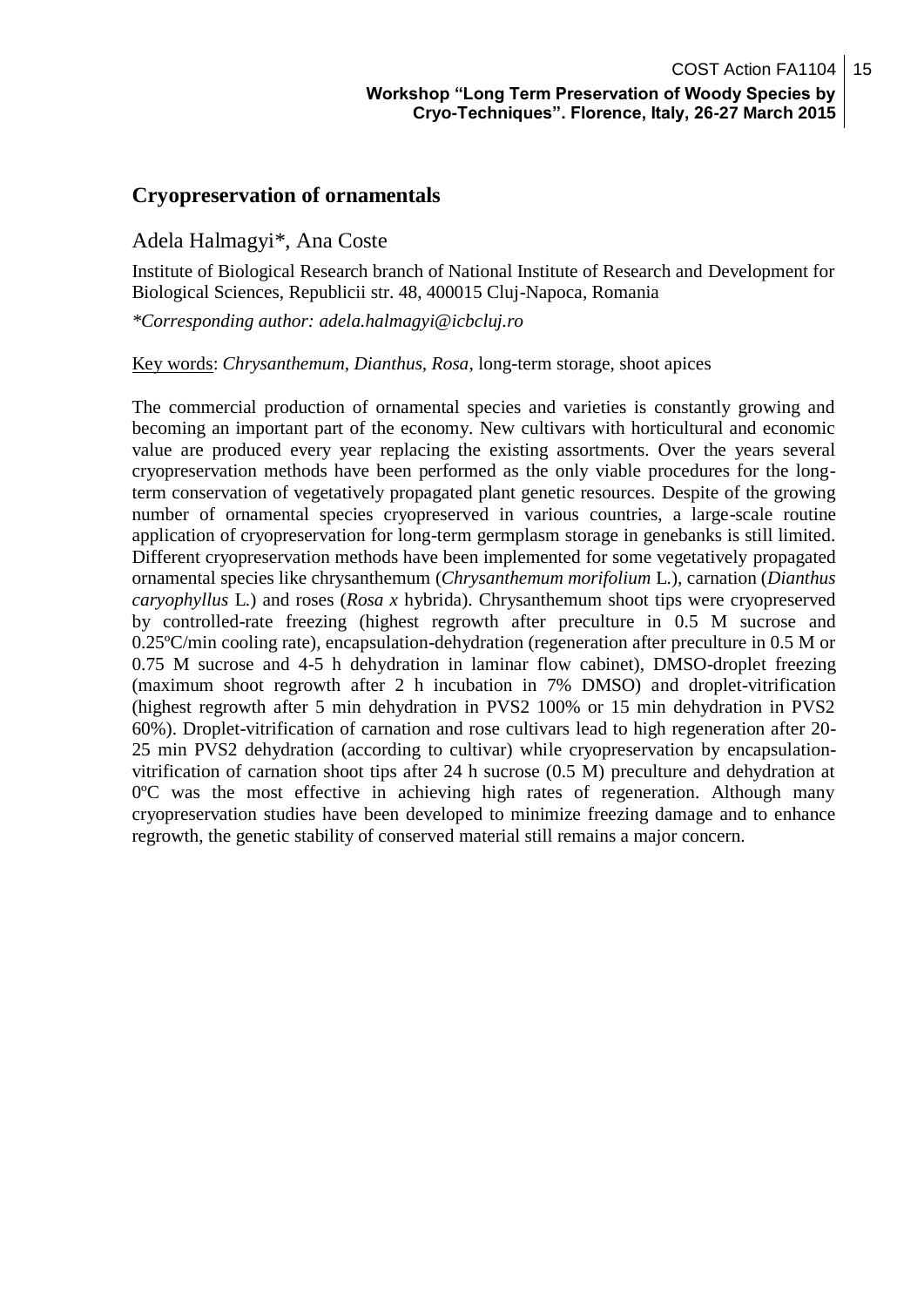## Cryopreservation of ornamentals

Adela Halmagyi*, Ana Coste

Institute of Biological Research branch of National Institute of Research and Development for Biological Sciences, Republicii str. 48, 400015 Cluj-Napoca, Romania

*\*Corresponding author: adela.halmagyi@icbcluj.ro*

Key words: *Chrysanthemum, Dianthus, Rosa*, long-term storage, shoot apices

The commercial production of ornamental species and varieties is constantly growing and becoming an important part of the economy. New cultivars with horticultural and economic value are produced every year replacing the existing assortments. Over the years several cryopreservation methods have been performed as the only viable procedures for the long-term conservation of vegetatively propagated plant genetic resources. Despite of the growing number of ornamental species cryopreserved in various countries, a large-scale routine application of cryopreservation for long-term germplasm storage in genebanks is still limited. Different cryopreservation methods have been implemented for some vegetatively propagated ornamental species like chrysanthemum (*Chrysanthemum morifolium* L.), carnation (*Dianthus caryophyllus* L.) and roses (*Rosa x* hybrida). Chrysanthemum shoot tips were cryopreserved by controlled-rate freezing (highest regrowth after preculture in 0.5 M sucrose and 0.25ºC/min cooling rate), encapsulation-dehydration (regeneration after preculture in 0.5 M or 0.75 M sucrose and 4-5 h dehydration in laminar flow cabinet), DMSO-droplet freezing (maximum shoot regrowth after 2 h incubation in 7% DMSO) and droplet-vitrification (highest regrowth after 5 min dehydration in PVS2 100% or 15 min dehydration in PVS2 60%). Droplet-vitrification of carnation and rose cultivars lead to high regeneration after 20-25 min PVS2 dehydration (according to cultivar) while cryopreservation by encapsulation-vitrification of carnation shoot tips after 24 h sucrose (0.5 M) preculture and dehydration at 0ºC was the most effective in achieving high rates of regeneration. Although many cryopreservation studies have been developed to minimize freezing damage and to enhance regrowth, the genetic stability of conserved material still remains a major concern.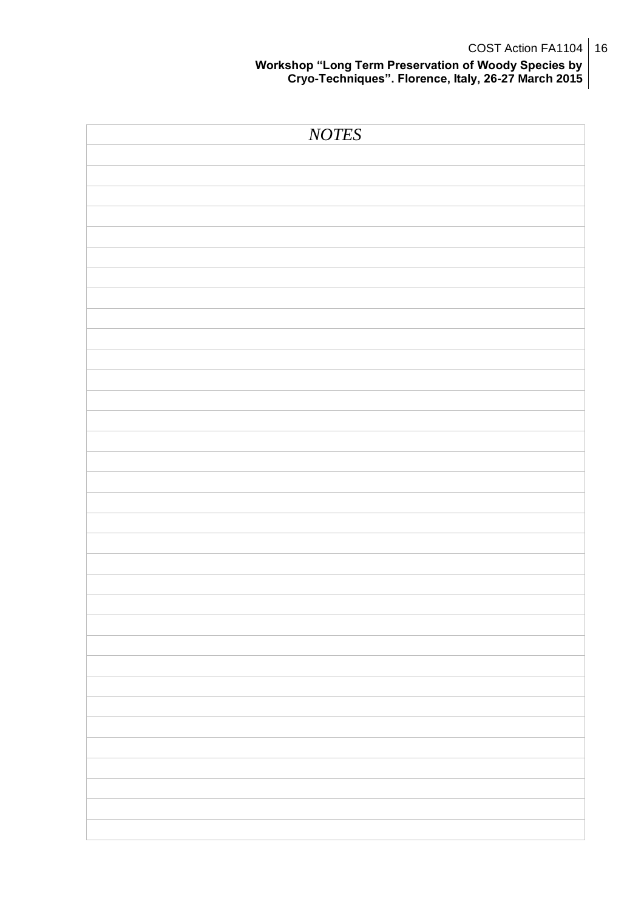*NOTES*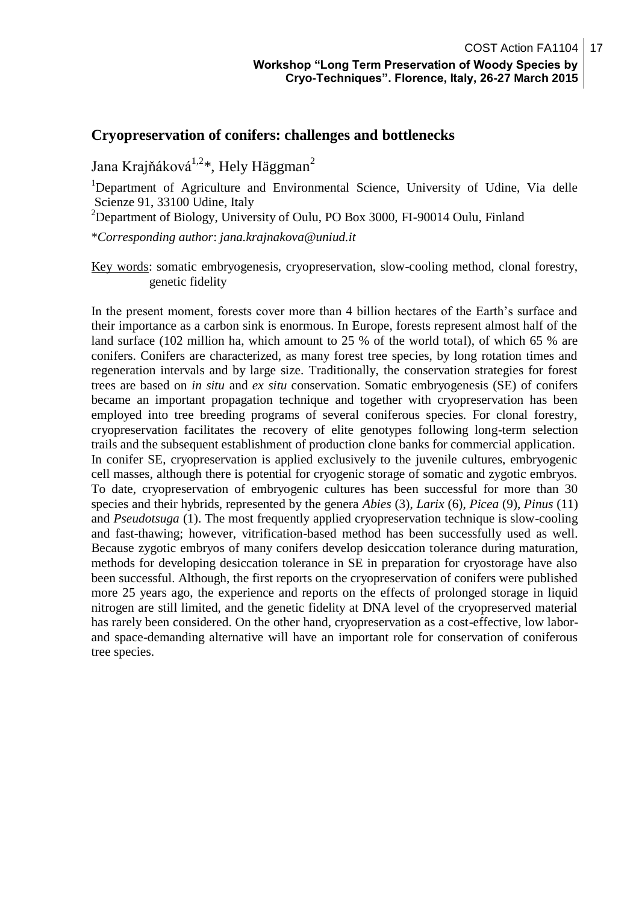## Cryopreservation of conifers: challenges and bottlenecks

Jana Krajňáková[1,2]*, Hely Häggman[2]

[1]Department of Agriculture and Environmental Science, University of Udine, Via delle Scienze 91, 33100 Udine, Italy

[2]Department of Biology, University of Oulu, PO Box 3000, FI-90014 Oulu, Finland

**Corresponding author*: *jana.krajnakova@uniud.it*

Key words: somatic embryogenesis, cryopreservation, slow-cooling method, clonal forestry, genetic fidelity

In the present moment, forests cover more than 4 billion hectares of the Earth's surface and their importance as a carbon sink is enormous. In Europe, forests represent almost half of the land surface (102 million ha, which amount to 25 % of the world total), of which 65 % are conifers. Conifers are characterized, as many forest tree species, by long rotation times and regeneration intervals and by large size. Traditionally, the conservation strategies for forest trees are based on *in situ* and *ex situ* conservation. Somatic embryogenesis (SE) of conifers became an important propagation technique and together with cryopreservation has been employed into tree breeding programs of several coniferous species. For clonal forestry, cryopreservation facilitates the recovery of elite genotypes following long-term selection trails and the subsequent establishment of production clone banks for commercial application. In conifer SE, cryopreservation is applied exclusively to the juvenile cultures, embryogenic cell masses, although there is potential for cryogenic storage of somatic and zygotic embryos. To date, cryopreservation of embryogenic cultures has been successful for more than 30 species and their hybrids, represented by the genera *Abies* (3), *Larix* (6), *Picea* (9), *Pinus* (11) and *Pseudotsuga* (1). The most frequently applied cryopreservation technique is slow-cooling and fast-thawing; however, vitrification-based method has been successfully used as well. Because zygotic embryos of many conifers develop desiccation tolerance during maturation, methods for developing desiccation tolerance in SE in preparation for cryostorage have also been successful. Although, the first reports on the cryopreservation of conifers were published more 25 years ago, the experience and reports on the effects of prolonged storage in liquid nitrogen are still limited, and the genetic fidelity at DNA level of the cryopreserved material has rarely been considered. On the other hand, cryopreservation as a cost-effective, low labor- and space-demanding alternative will have an important role for conservation of coniferous tree species.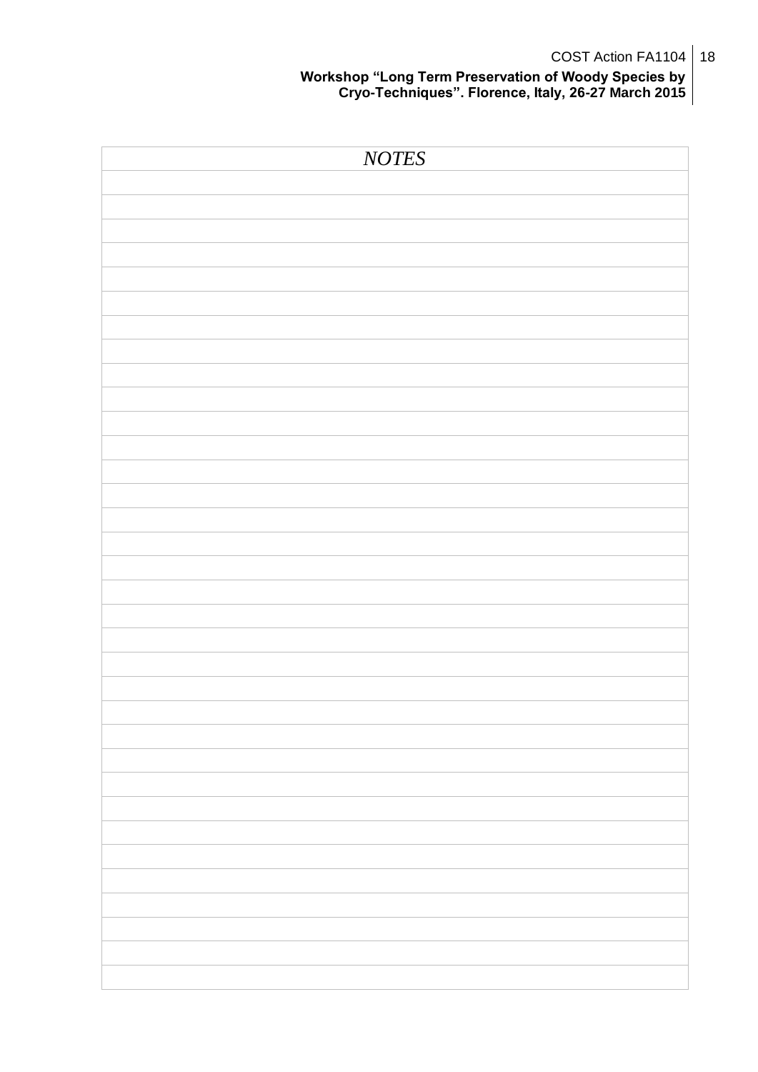*NOTES*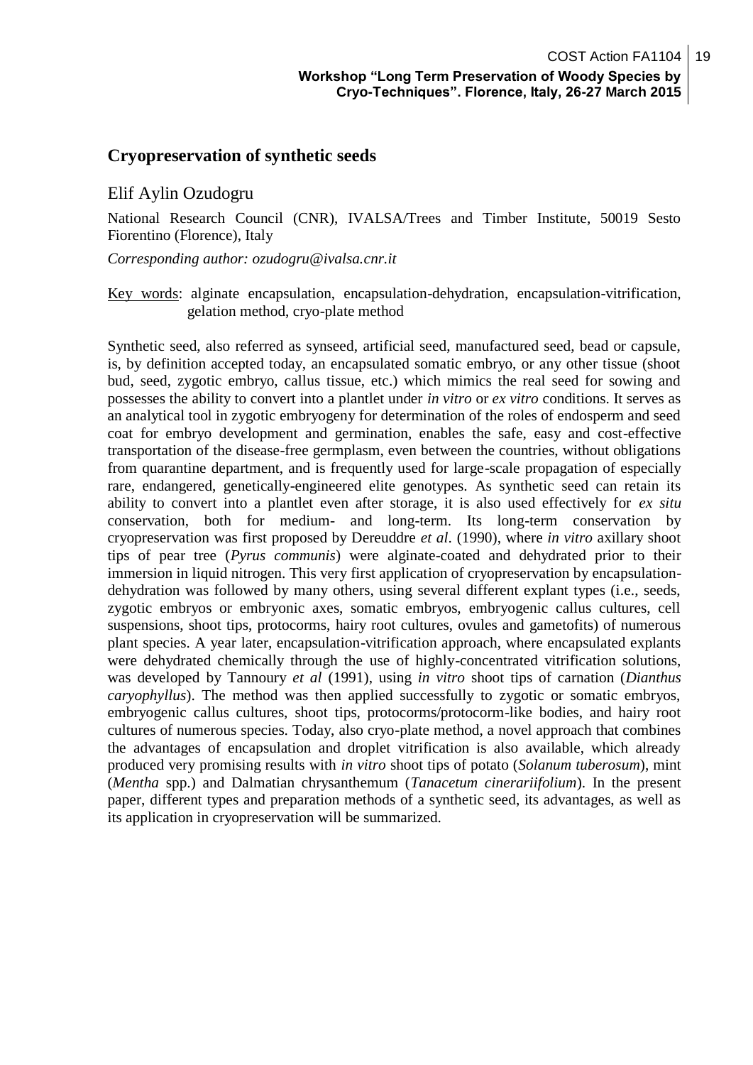## Cryopreservation of synthetic seeds

Elif Aylin Ozudogru

National Research Council (CNR), IVALSA/Trees and Timber Institute, 50019 Sesto Fiorentino (Florence), Italy

*Corresponding author: ozudogru@ivalsa.cnr.it*

Key words: alginate encapsulation, encapsulation-dehydration, encapsulation-vitrification, gelation method, cryo-plate method

Synthetic seed, also referred as synseed, artificial seed, manufactured seed, bead or capsule, is, by definition accepted today, an encapsulated somatic embryo, or any other tissue (shoot bud, seed, zygotic embryo, callus tissue, etc.) which mimics the real seed for sowing and possesses the ability to convert into a plantlet under *in vitro* or *ex vitro* conditions. It serves as an analytical tool in zygotic embryogeny for determination of the roles of endosperm and seed coat for embryo development and germination, enables the safe, easy and cost-effective transportation of the disease-free germplasm, even between the countries, without obligations from quarantine department, and is frequently used for large-scale propagation of especially rare, endangered, genetically-engineered elite genotypes. As synthetic seed can retain its ability to convert into a plantlet even after storage, it is also used effectively for *ex situ* conservation, both for medium- and long-term. Its long-term conservation by cryopreservation was first proposed by Dereuddre *et al*. (1990), where *in vitro* axillary shoot tips of pear tree (*Pyrus communis*) were alginate-coated and dehydrated prior to their immersion in liquid nitrogen. This very first application of cryopreservation by encapsulation-dehydration was followed by many others, using several different explant types (i.e., seeds, zygotic embryos or embryonic axes, somatic embryos, embryogenic callus cultures, cell suspensions, shoot tips, protocorms, hairy root cultures, ovules and gametofits) of numerous plant species. A year later, encapsulation-vitrification approach, where encapsulated explants were dehydrated chemically through the use of highly-concentrated vitrification solutions, was developed by Tannoury *et al* (1991), using *in vitro* shoot tips of carnation (*Dianthus caryophyllus*). The method was then applied successfully to zygotic or somatic embryos, embryogenic callus cultures, shoot tips, protocorms/protocorm-like bodies, and hairy root cultures of numerous species. Today, also cryo-plate method, a novel approach that combines the advantages of encapsulation and droplet vitrification is also available, which already produced very promising results with *in vitro* shoot tips of potato (*Solanum tuberosum*), mint (*Mentha* spp.) and Dalmatian chrysanthemum (*Tanacetum cinerariifolium*). In the present paper, different types and preparation methods of a synthetic seed, its advantages, as well as its application in cryopreservation will be summarized.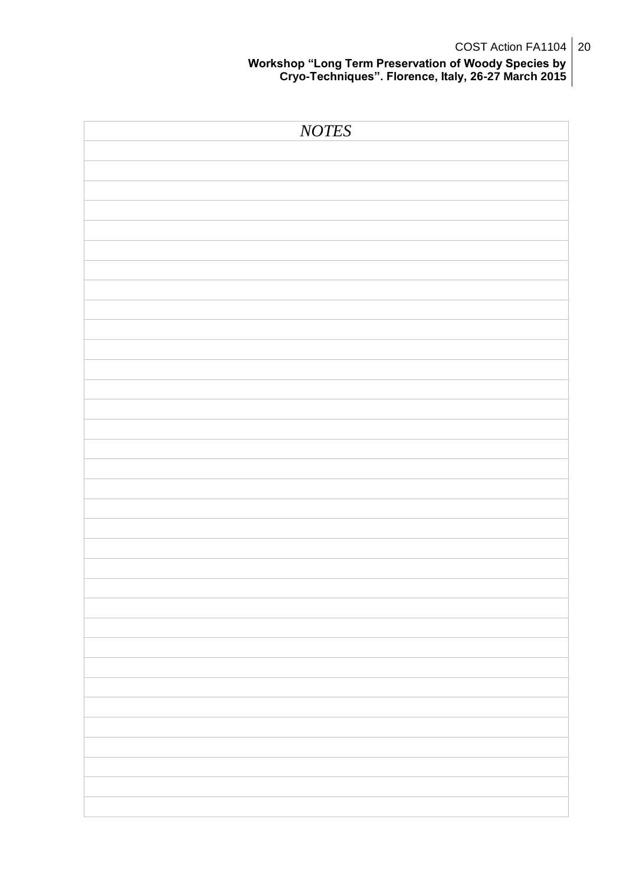*NOTES*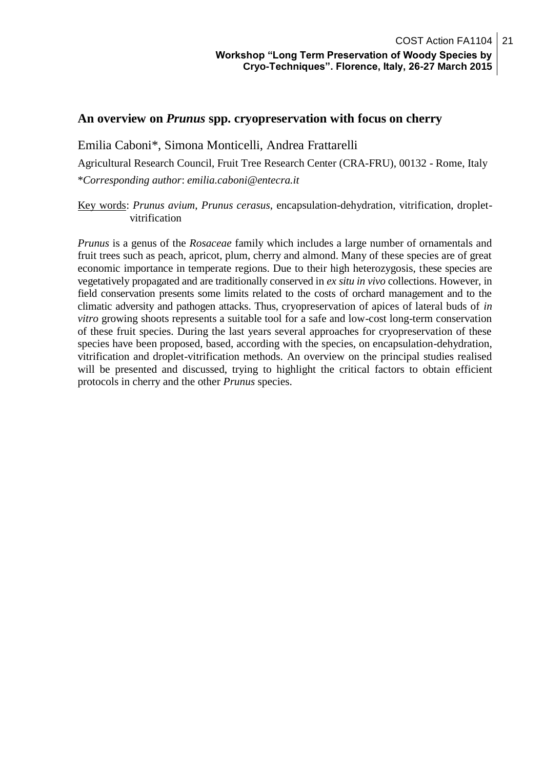## An overview on *Prunus* spp. cryopreservation with focus on cherry

Emilia Caboni*, Simona Monticelli, Andrea Frattarelli

Agricultural Research Council, Fruit Tree Research Center (CRA-FRU), 00132 - Rome, Italy

**Corresponding author*: *emilia.caboni@entecra.it*

Key words: *Prunus avium*, *Prunus cerasus*, encapsulation-dehydration, vitrification, droplet-vitrification

*Prunus* is a genus of the *Rosaceae* family which includes a large number of ornamentals and fruit trees such as peach, apricot, plum, cherry and almond. Many of these species are of great economic importance in temperate regions. Due to their high heterozygosis, these species are vegetatively propagated and are traditionally conserved in *ex situ in vivo* collections. However, in field conservation presents some limits related to the costs of orchard management and to the climatic adversity and pathogen attacks. Thus, cryopreservation of apices of lateral buds of *in vitro* growing shoots represents a suitable tool for a safe and low-cost long-term conservation of these fruit species. During the last years several approaches for cryopreservation of these species have been proposed, based, according with the species, on encapsulation-dehydration, vitrification and droplet-vitrification methods. An overview on the principal studies realised will be presented and discussed, trying to highlight the critical factors to obtain efficient protocols in cherry and the other *Prunus* species.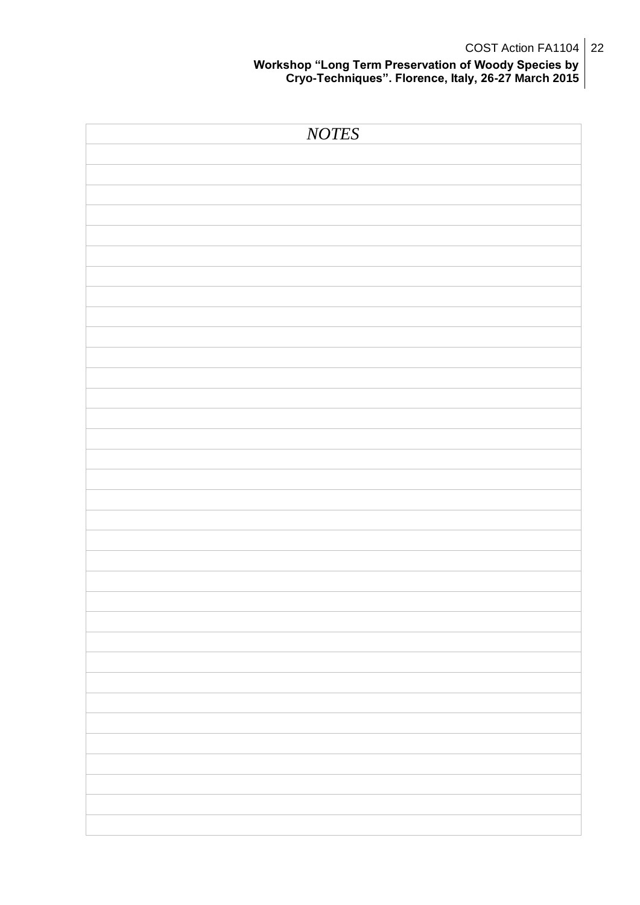*NOTES*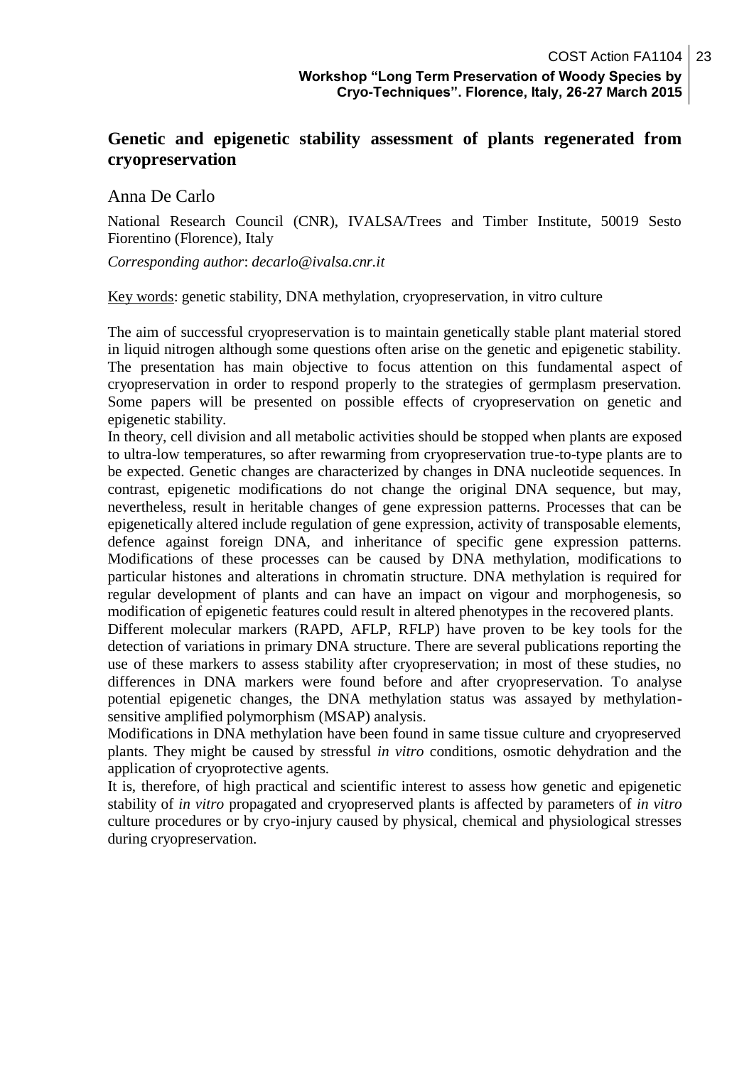## Genetic and epigenetic stability assessment of plants regenerated from cryopreservation

Anna De Carlo

National Research Council (CNR), IVALSA/Trees and Timber Institute, 50019 Sesto Fiorentino (Florence), Italy

*Corresponding author*: *decarlo@ivalsa.cnr.it*

Key words: genetic stability, DNA methylation, cryopreservation, in vitro culture

The aim of successful cryopreservation is to maintain genetically stable plant material stored in liquid nitrogen although some questions often arise on the genetic and epigenetic stability. The presentation has main objective to focus attention on this fundamental aspect of cryopreservation in order to respond properly to the strategies of germplasm preservation. Some papers will be presented on possible effects of cryopreservation on genetic and epigenetic stability.

In theory, cell division and all metabolic activities should be stopped when plants are exposed to ultra-low temperatures, so after rewarming from cryopreservation true-to-type plants are to be expected. Genetic changes are characterized by changes in DNA nucleotide sequences. In contrast, epigenetic modifications do not change the original DNA sequence, but may, nevertheless, result in heritable changes of gene expression patterns. Processes that can be epigenetically altered include regulation of gene expression, activity of transposable elements, defence against foreign DNA, and inheritance of specific gene expression patterns. Modifications of these processes can be caused by DNA methylation, modifications to particular histones and alterations in chromatin structure. DNA methylation is required for regular development of plants and can have an impact on vigour and morphogenesis, so modification of epigenetic features could result in altered phenotypes in the recovered plants.

Different molecular markers (RAPD, AFLP, RFLP) have proven to be key tools for the detection of variations in primary DNA structure. There are several publications reporting the use of these markers to assess stability after cryopreservation; in most of these studies, no differences in DNA markers were found before and after cryopreservation. To analyse potential epigenetic changes, the DNA methylation status was assayed by methylation-sensitive amplified polymorphism (MSAP) analysis.

Modifications in DNA methylation have been found in same tissue culture and cryopreserved plants. They might be caused by stressful *in vitro* conditions, osmotic dehydration and the application of cryoprotective agents.

It is, therefore, of high practical and scientific interest to assess how genetic and epigenetic stability of *in vitro* propagated and cryopreserved plants is affected by parameters of *in vitro* culture procedures or by cryo-injury caused by physical, chemical and physiological stresses during cryopreservation.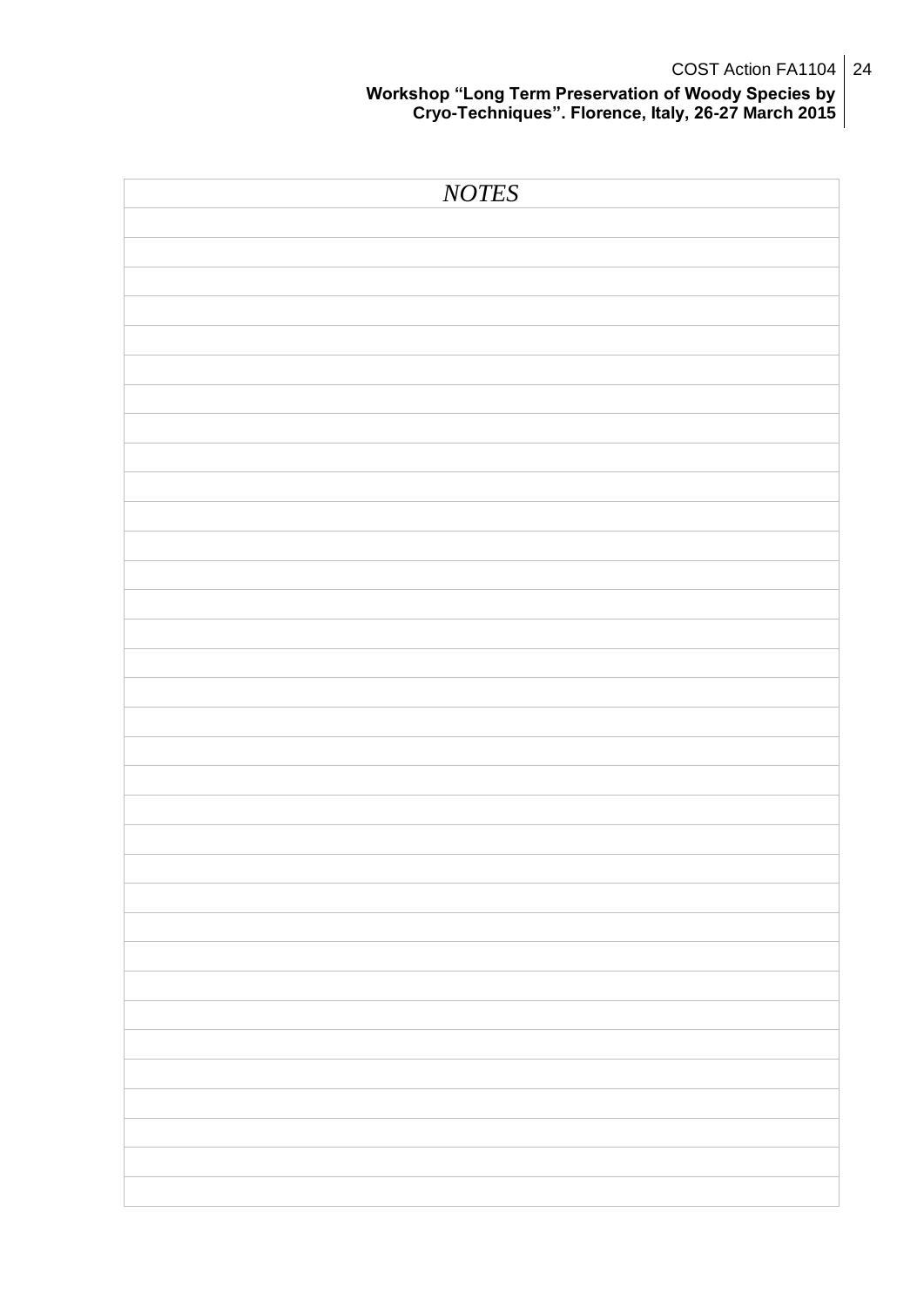*NOTES*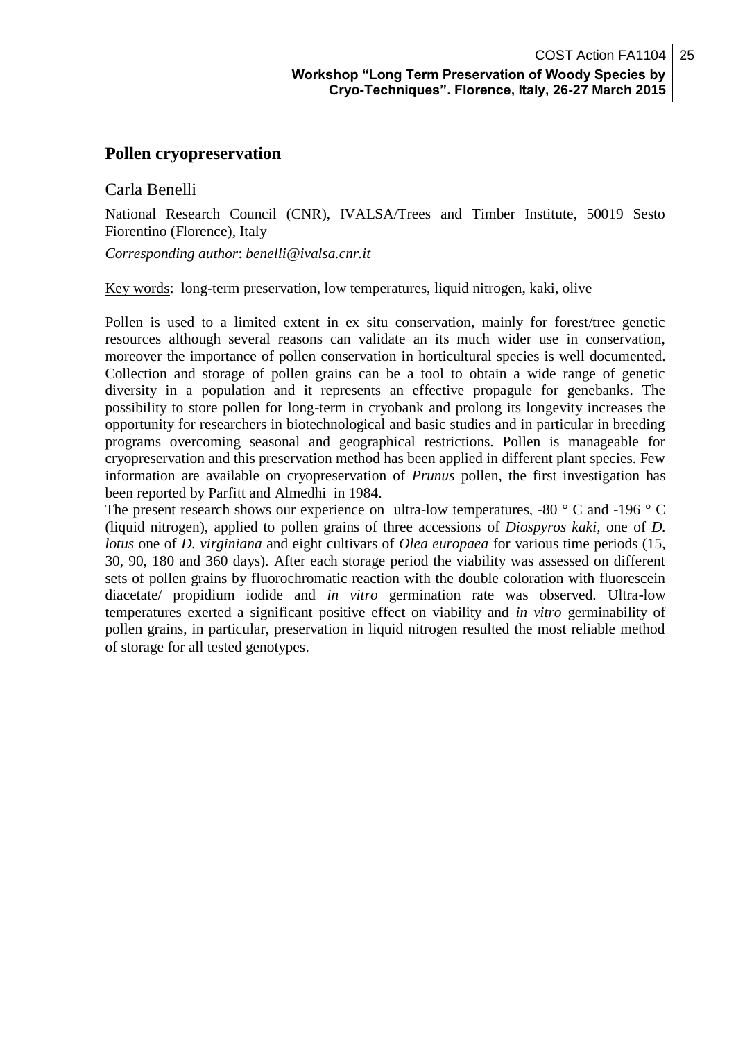## Pollen cryopreservation

Carla Benelli

National Research Council (CNR), IVALSA/Trees and Timber Institute, 50019 Sesto Fiorentino (Florence), Italy

*Corresponding author*: *benelli@ivalsa.cnr.it*

Key words: long-term preservation, low temperatures, liquid nitrogen, kaki, olive

Pollen is used to a limited extent in ex situ conservation, mainly for forest/tree genetic resources although several reasons can validate an its much wider use in conservation, moreover the importance of pollen conservation in horticultural species is well documented. Collection and storage of pollen grains can be a tool to obtain a wide range of genetic diversity in a population and it represents an effective propagule for genebanks. The possibility to store pollen for long-term in cryobank and prolong its longevity increases the opportunity for researchers in biotechnological and basic studies and in particular in breeding programs overcoming seasonal and geographical restrictions. Pollen is manageable for cryopreservation and this preservation method has been applied in different plant species. Few information are available on cryopreservation of *Prunus* pollen, the first investigation has been reported by Parfitt and Almedhi in 1984.

The present research shows our experience on ultra-low temperatures, -80 ° C and -196 ° C (liquid nitrogen), applied to pollen grains of three accessions of *Diospyros kaki*, one of *D. lotus* one of *D. virginiana* and eight cultivars of *Olea europaea* for various time periods (15, 30, 90, 180 and 360 days). After each storage period the viability was assessed on different sets of pollen grains by fluorochromatic reaction with the double coloration with fluorescein diacetate/ propidium iodide and *in vitro* germination rate was observed. Ultra-low temperatures exerted a significant positive effect on viability and *in vitro* germinability of pollen grains, in particular, preservation in liquid nitrogen resulted the most reliable method of storage for all tested genotypes.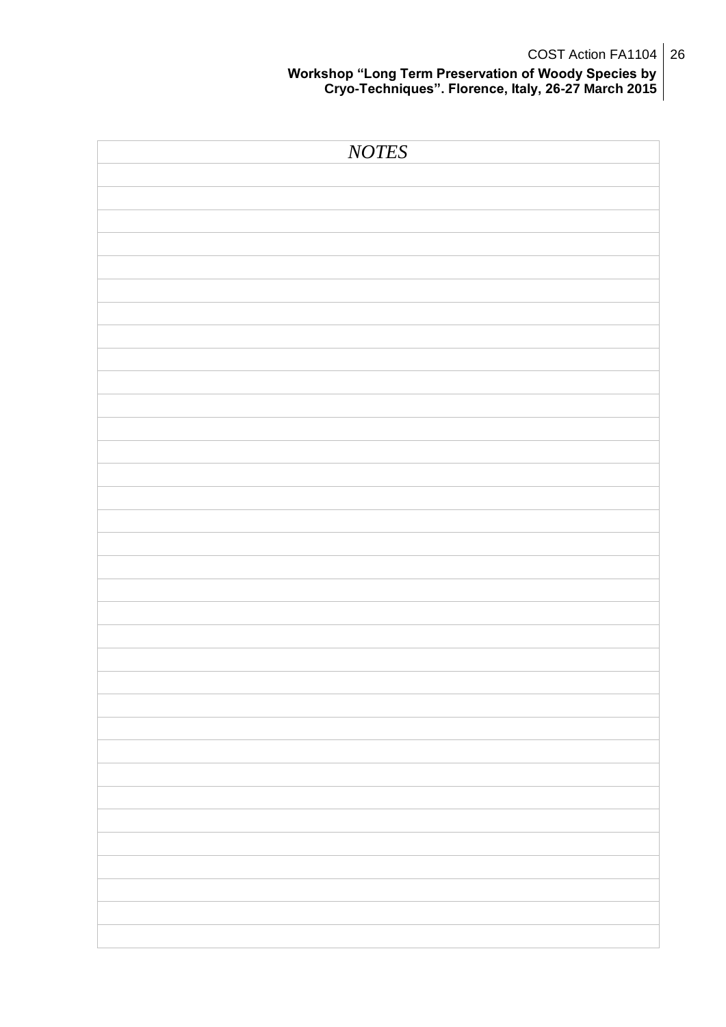*NOTES*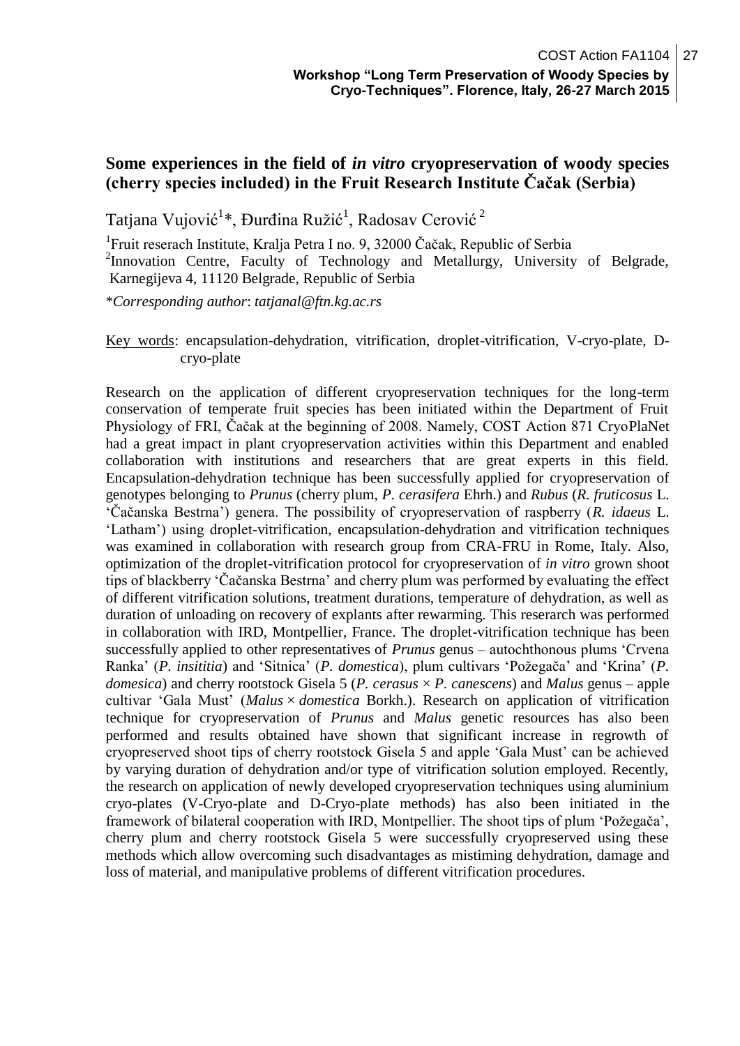## Some experiences in the field of *in vitro* cryopreservation of woody species (cherry species included) in the Fruit Research Institute Čačak (Serbia)

Tatjana Vujović[1]*, Đurđina Ružić[1], Radosav Cerović[2]

[1]Fruit reserach Institute, Kralja Petra I no. 9, 32000 Čačak, Republic of Serbia
[2]Innovation Centre, Faculty of Technology and Metallurgy, University of Belgrade, Karnegijeva 4, 11120 Belgrade, Republic of Serbia

*\*Corresponding author*: *tatjanal@ftn.kg.ac.rs*

Key words: encapsulation-dehydration, vitrification, droplet-vitrification, V-cryo-plate, D-cryo-plate

Research on the application of different cryopreservation techniques for the long-term conservation of temperate fruit species has been initiated within the Department of Fruit Physiology of FRI, Čačak at the beginning of 2008. Namely, COST Action 871 CryoPlaNet had a great impact in plant cryopreservation activities within this Department and enabled collaboration with institutions and researchers that are great experts in this field. Encapsulation-dehydration technique has been successfully applied for cryopreservation of genotypes belonging to *Prunus* (cherry plum, *P. cerasifera* Ehrh.) and *Rubus* (*R. fruticosus* L. 'Čačanska Bestrna') genera. The possibility of cryopreservation of raspberry (*R. idaeus* L. 'Latham') using droplet-vitrification, encapsulation-dehydration and vitrification techniques was examined in collaboration with research group from CRA-FRU in Rome, Italy. Also, optimization of the droplet-vitrification protocol for cryopreservation of *in vitro* grown shoot tips of blackberry 'Čačanska Bestrna' and cherry plum was performed by evaluating the effect of different vitrification solutions, treatment durations, temperature of dehydration, as well as duration of unloading on recovery of explants after rewarming. This reserarch was performed in collaboration with IRD, Montpellier, France. The droplet-vitrification technique has been successfully applied to other representatives of *Prunus* genus – autochthonous plums 'Crvena Ranka' (*P. insititia*) and 'Sitnica' (*P. domestica*), plum cultivars 'Požegača' and 'Krina' (*P. domesica*) and cherry rootstock Gisela 5 (*P. cerasus* × *P. canescens*) and *Malus* genus – apple cultivar 'Gala Must' (*Malus* × *domestica* Borkh.). Research on application of vitrification technique for cryopreservation of *Prunus* and *Malus* genetic resources has also been performed and results obtained have shown that significant increase in regrowth of cryopreserved shoot tips of cherry rootstock Gisela 5 and apple 'Gala Must' can be achieved by varying duration of dehydration and/or type of vitrification solution employed. Recently, the research on application of newly developed cryopreservation techniques using aluminium cryo-plates (V-Cryo-plate and D-Cryo-plate methods) has also been initiated in the framework of bilateral cooperation with IRD, Montpellier. The shoot tips of plum 'Požegača', cherry plum and cherry rootstock Gisela 5 were successfully cryopreserved using these methods which allow overcoming such disadvantages as mistiming dehydration, damage and loss of material, and manipulative problems of different vitrification procedures.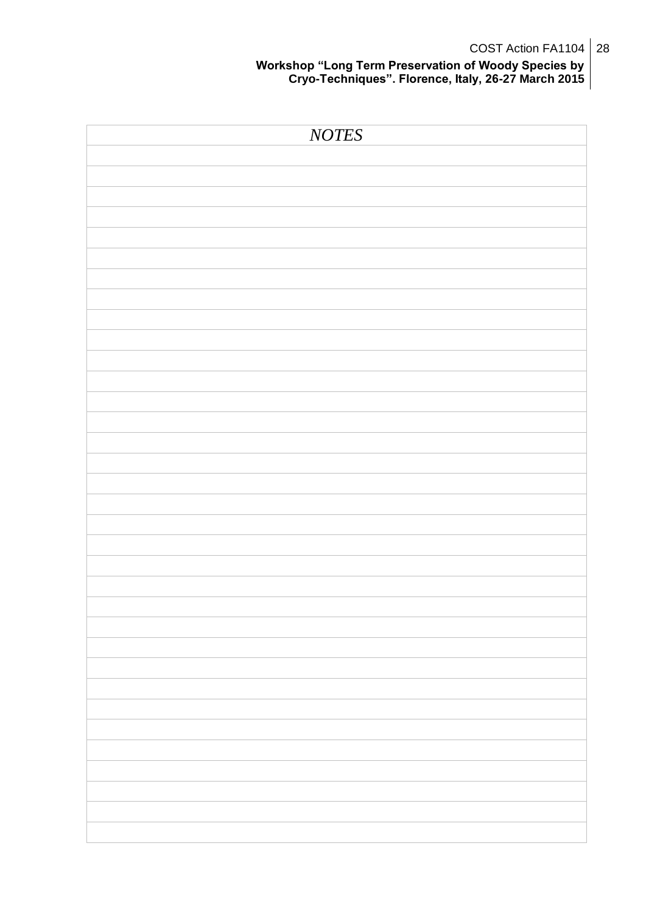*NOTES*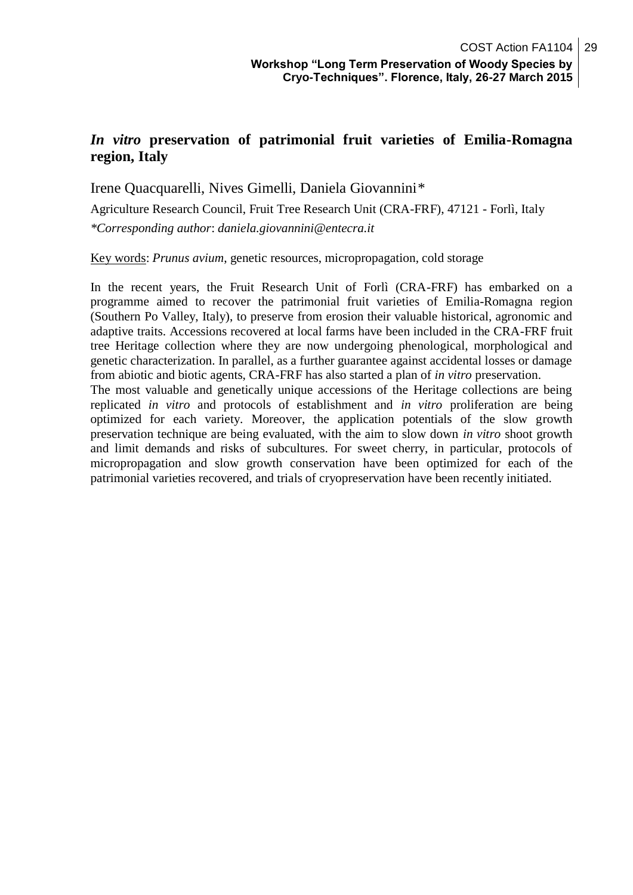## *In vitro* preservation of patrimonial fruit varieties of Emilia-Romagna region, Italy

Irene Quacquarelli, Nives Gimelli, Daniela Giovannini*

Agriculture Research Council, Fruit Tree Research Unit (CRA-FRF), 47121 - Forlì, Italy

**Corresponding author*: *daniela.giovannini@entecra.it*

Key words: *Prunus avium*, genetic resources, micropropagation, cold storage

In the recent years, the Fruit Research Unit of Forlì (CRA-FRF) has embarked on a programme aimed to recover the patrimonial fruit varieties of Emilia-Romagna region (Southern Po Valley, Italy), to preserve from erosion their valuable historical, agronomic and adaptive traits. Accessions recovered at local farms have been included in the CRA-FRF fruit tree Heritage collection where they are now undergoing phenological, morphological and genetic characterization. In parallel, as a further guarantee against accidental losses or damage from abiotic and biotic agents, CRA-FRF has also started a plan of *in vitro* preservation.

The most valuable and genetically unique accessions of the Heritage collections are being replicated *in vitro* and protocols of establishment and *in vitro* proliferation are being optimized for each variety. Moreover, the application potentials of the slow growth preservation technique are being evaluated, with the aim to slow down *in vitro* shoot growth and limit demands and risks of subcultures. For sweet cherry, in particular, protocols of micropropagation and slow growth conservation have been optimized for each of the patrimonial varieties recovered, and trials of cryopreservation have been recently initiated.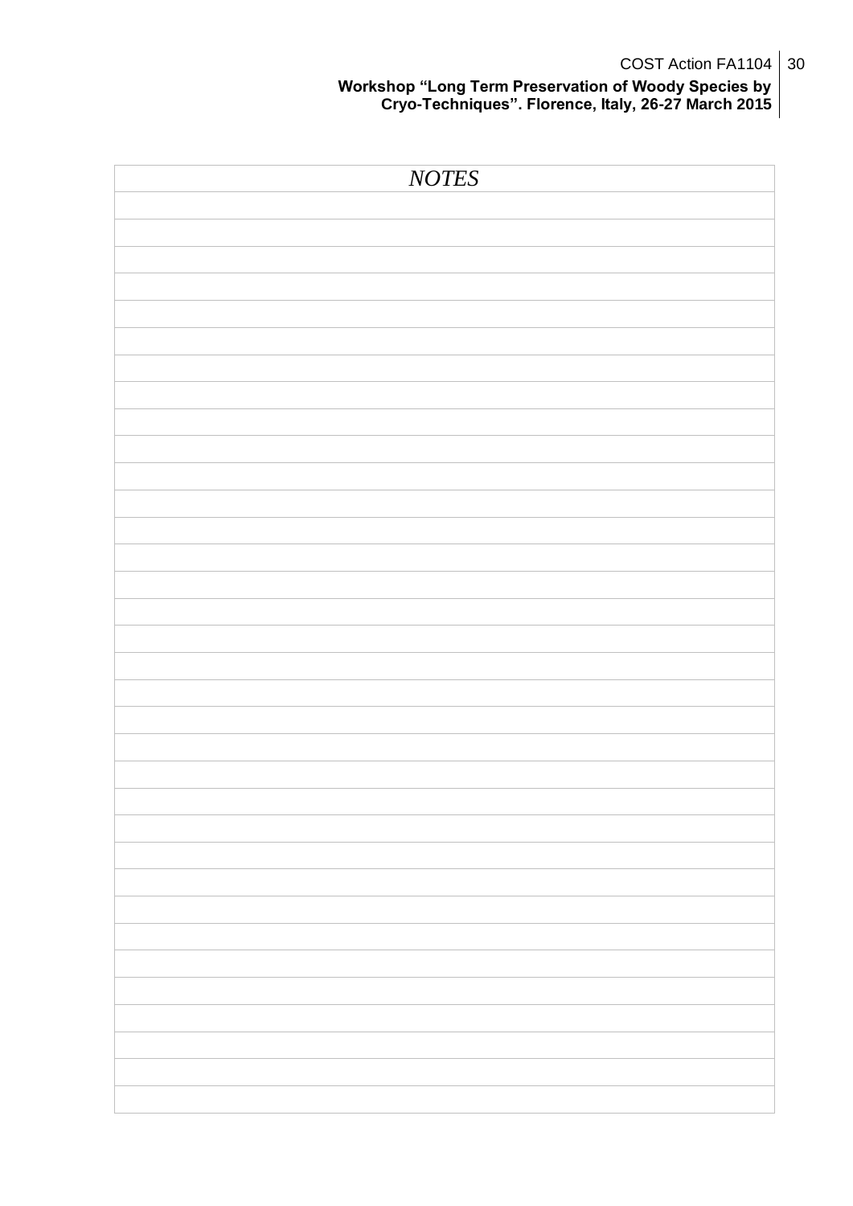*NOTES*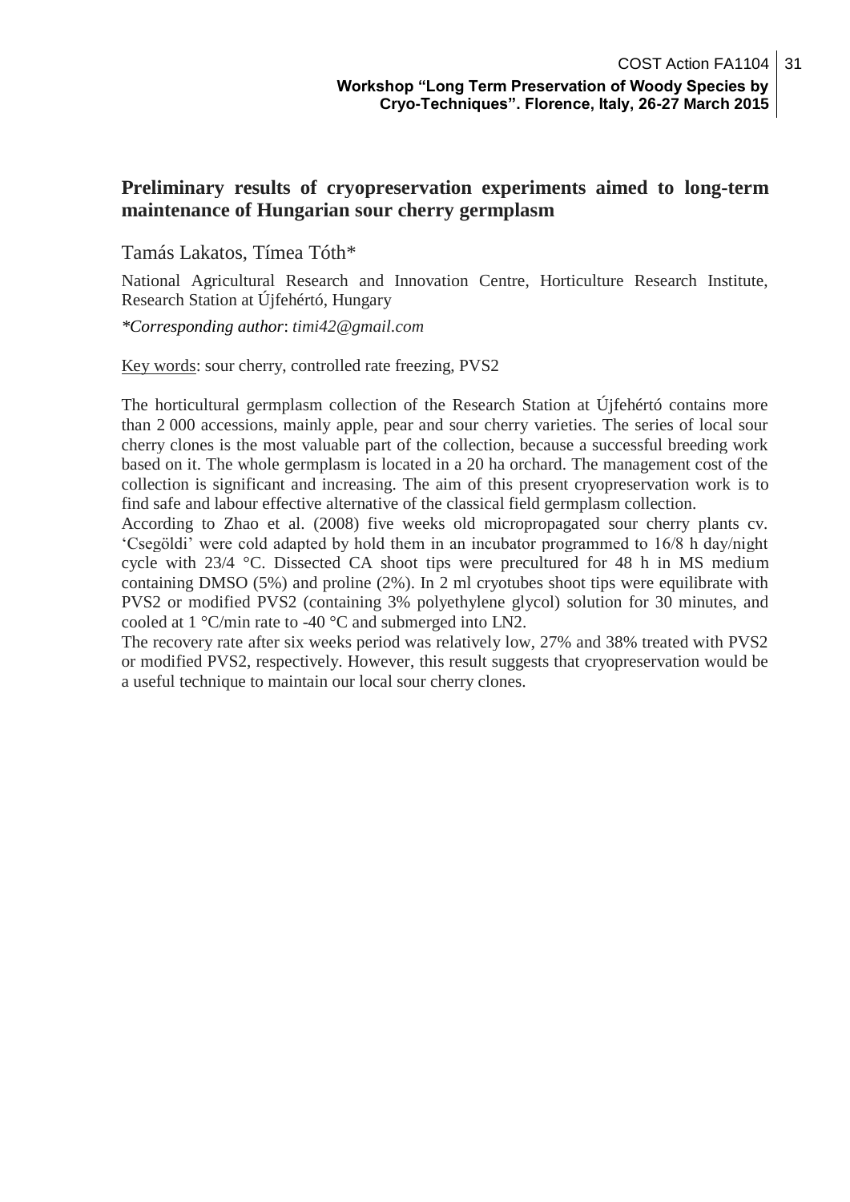## Preliminary results of cryopreservation experiments aimed to long-term maintenance of Hungarian sour cherry germplasm

Tamás Lakatos, Tímea Tóth*

National Agricultural Research and Innovation Centre, Horticulture Research Institute, Research Station at Újfehértó, Hungary

*\*Corresponding author*: *timi42@gmail.com*

Key words: sour cherry, controlled rate freezing, PVS2

The horticultural germplasm collection of the Research Station at Újfehértó contains more than 2 000 accessions, mainly apple, pear and sour cherry varieties. The series of local sour cherry clones is the most valuable part of the collection, because a successful breeding work based on it. The whole germplasm is located in a 20 ha orchard. The management cost of the collection is significant and increasing. The aim of this present cryopreservation work is to find safe and labour effective alternative of the classical field germplasm collection.

According to Zhao et al. (2008) five weeks old micropropagated sour cherry plants cv. 'Csegöldi' were cold adapted by hold them in an incubator programmed to 16/8 h day/night cycle with 23/4 °C. Dissected CA shoot tips were precultured for 48 h in MS medium containing DMSO (5%) and proline (2%). In 2 ml cryotubes shoot tips were equilibrate with PVS2 or modified PVS2 (containing 3% polyethylene glycol) solution for 30 minutes, and cooled at 1 °C/min rate to -40 °C and submerged into LN2.

The recovery rate after six weeks period was relatively low, 27% and 38% treated with PVS2 or modified PVS2, respectively. However, this result suggests that cryopreservation would be a useful technique to maintain our local sour cherry clones.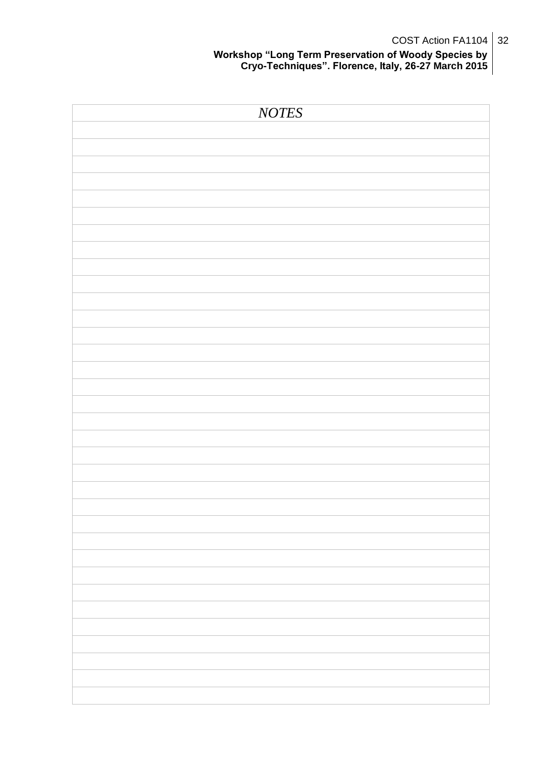*NOTES*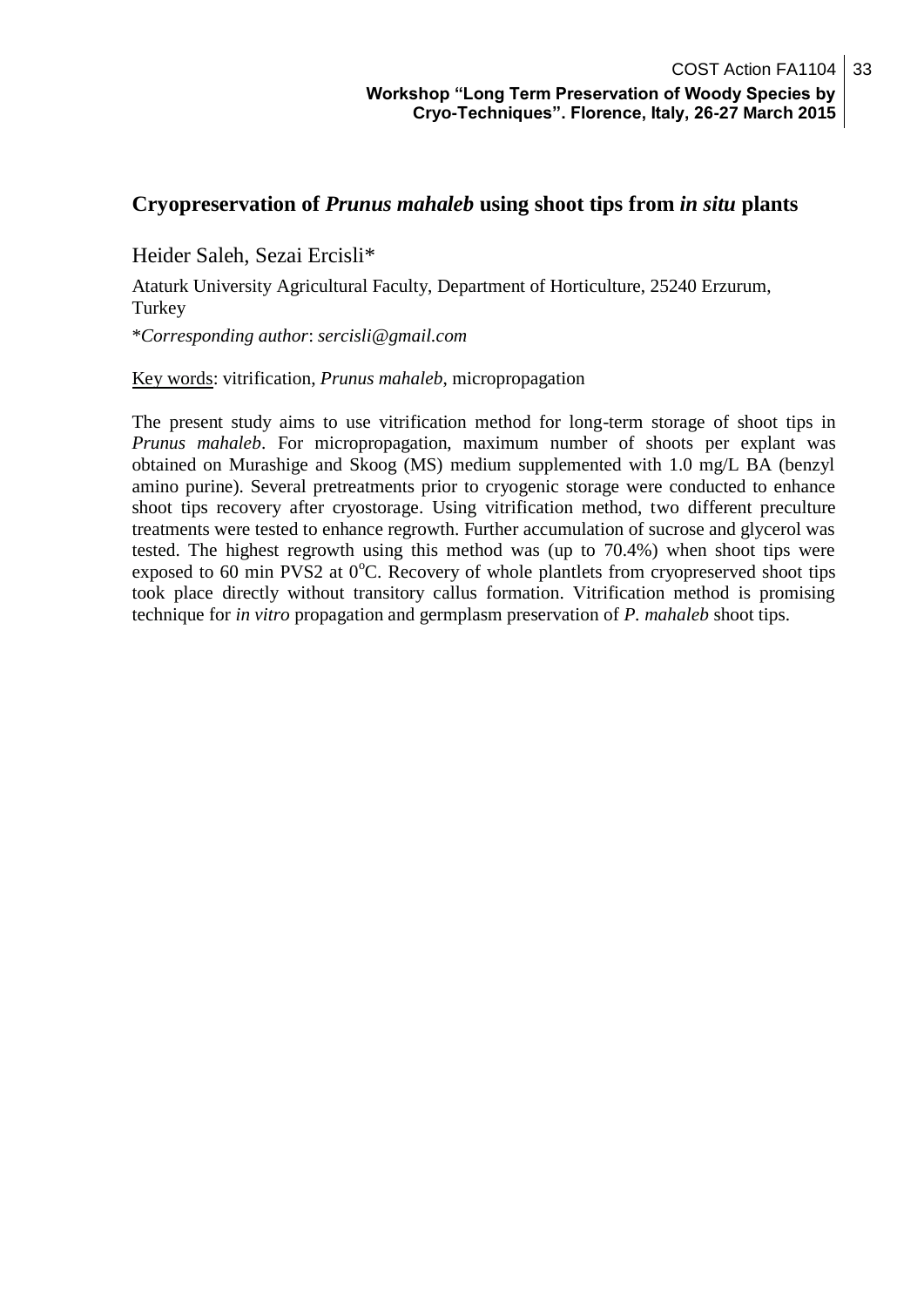## Cryopreservation of *Prunus mahaleb* using shoot tips from *in situ* plants

Heider Saleh, Sezai Ercisli*

Ataturk University Agricultural Faculty, Department of Horticulture, 25240 Erzurum, Turkey

**Corresponding author*: *sercisli@gmail.com*

Key words: vitrification, *Prunus mahaleb*, micropropagation

The present study aims to use vitrification method for long-term storage of shoot tips in *Prunus mahaleb*. For micropropagation, maximum number of shoots per explant was obtained on Murashige and Skoog (MS) medium supplemented with 1.0 mg/L BA (benzyl amino purine). Several pretreatments prior to cryogenic storage were conducted to enhance shoot tips recovery after cryostorage. Using vitrification method, two different preculture treatments were tested to enhance regrowth. Further accumulation of sucrose and glycerol was tested. The highest regrowth using this method was (up to 70.4%) when shoot tips were exposed to 60 min PVS2 at $0^{o}$C. Recovery of whole plantlets from cryopreserved shoot tips took place directly without transitory callus formation. Vitrification method is promising technique for *in vitro* propagation and germplasm preservation of *P. mahaleb* shoot tips.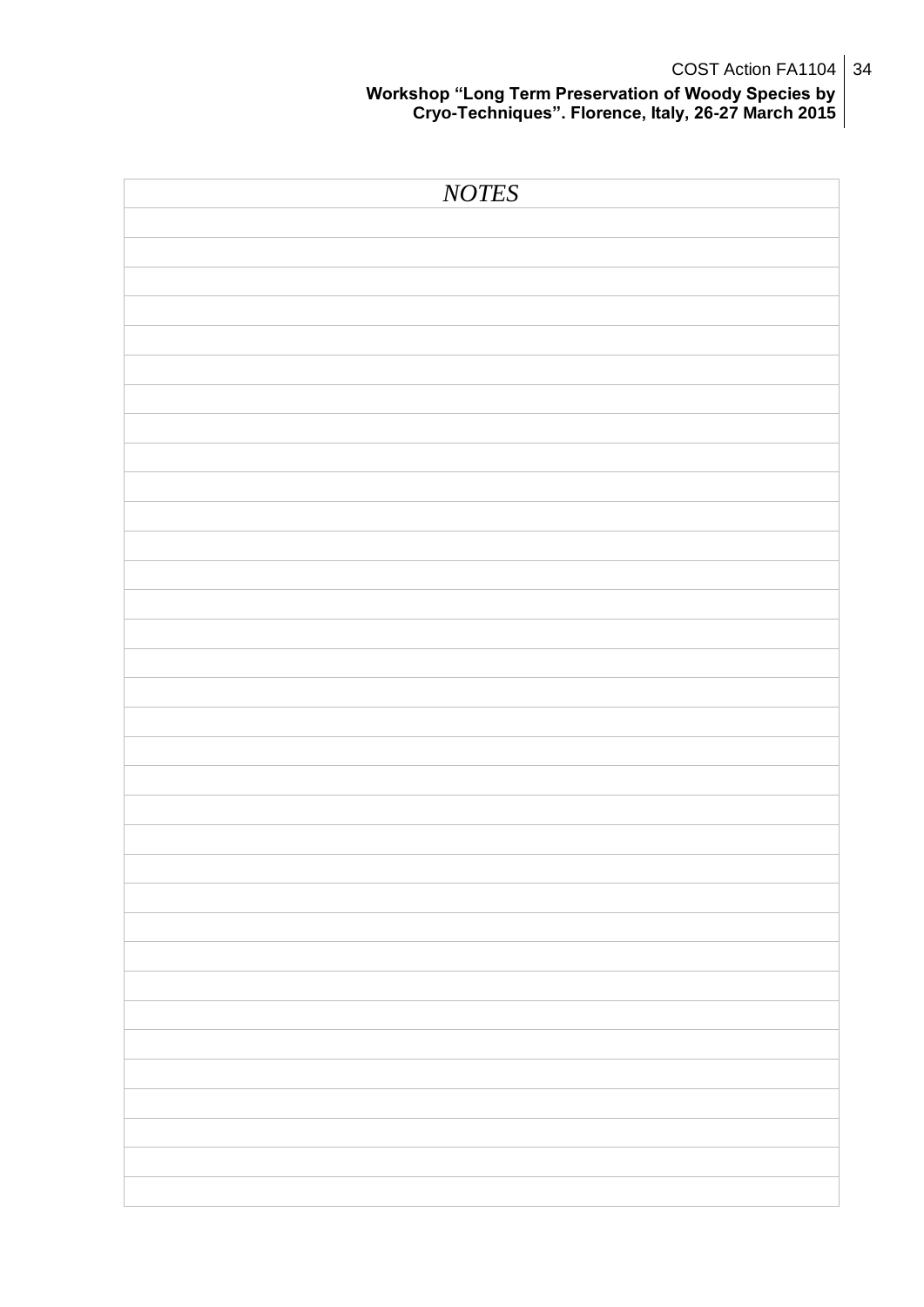*NOTES*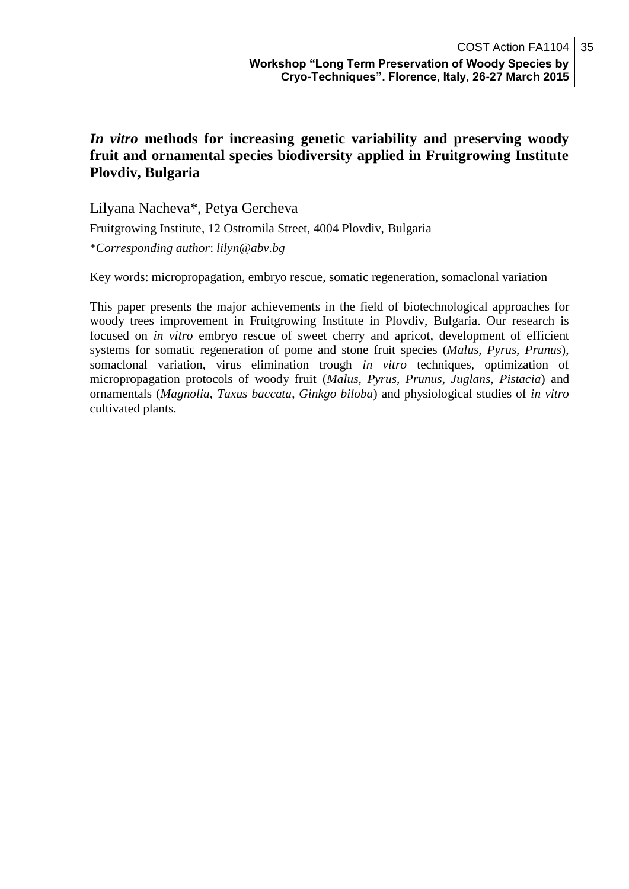# *In vitro* methods for increasing genetic variability and preserving woody fruit and ornamental species biodiversity applied in Fruitgrowing Institute Plovdiv, Bulgaria

Lilyana Nacheva*, Petya Gercheva

Fruitgrowing Institute, 12 Ostromila Street, 4004 Plovdiv, Bulgaria

**Corresponding author*: *lilyn@abv.bg*

Key words: micropropagation, embryo rescue, somatic regeneration, somaclonal variation

This paper presents the major achievements in the field of biotechnological approaches for woody trees improvement in Fruitgrowing Institute in Plovdiv, Bulgaria. Our research is focused on *in vitro* embryo rescue of sweet cherry and apricot, development of efficient systems for somatic regeneration of pome and stone fruit species (*Malus, Pyrus, Prunus*), somaclonal variation, virus elimination trough *in vitro* techniques, optimization of micropropagation protocols of woody fruit (*Malus, Pyrus, Prunus, Juglans, Pistacia*) and ornamentals (*Magnolia, Taxus baccata, Ginkgo biloba*) and physiological studies of *in vitro* cultivated plants.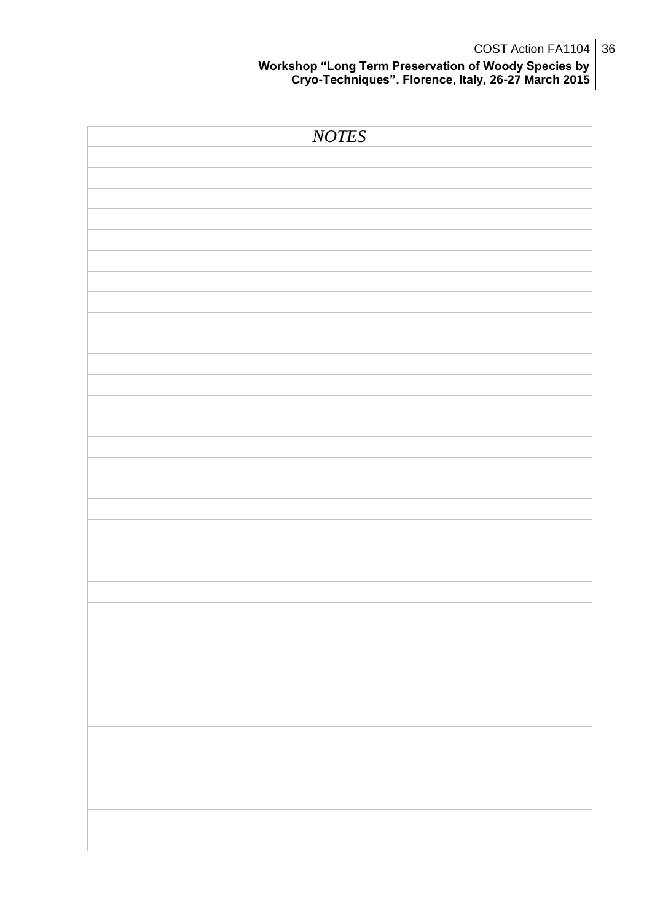*NOTES*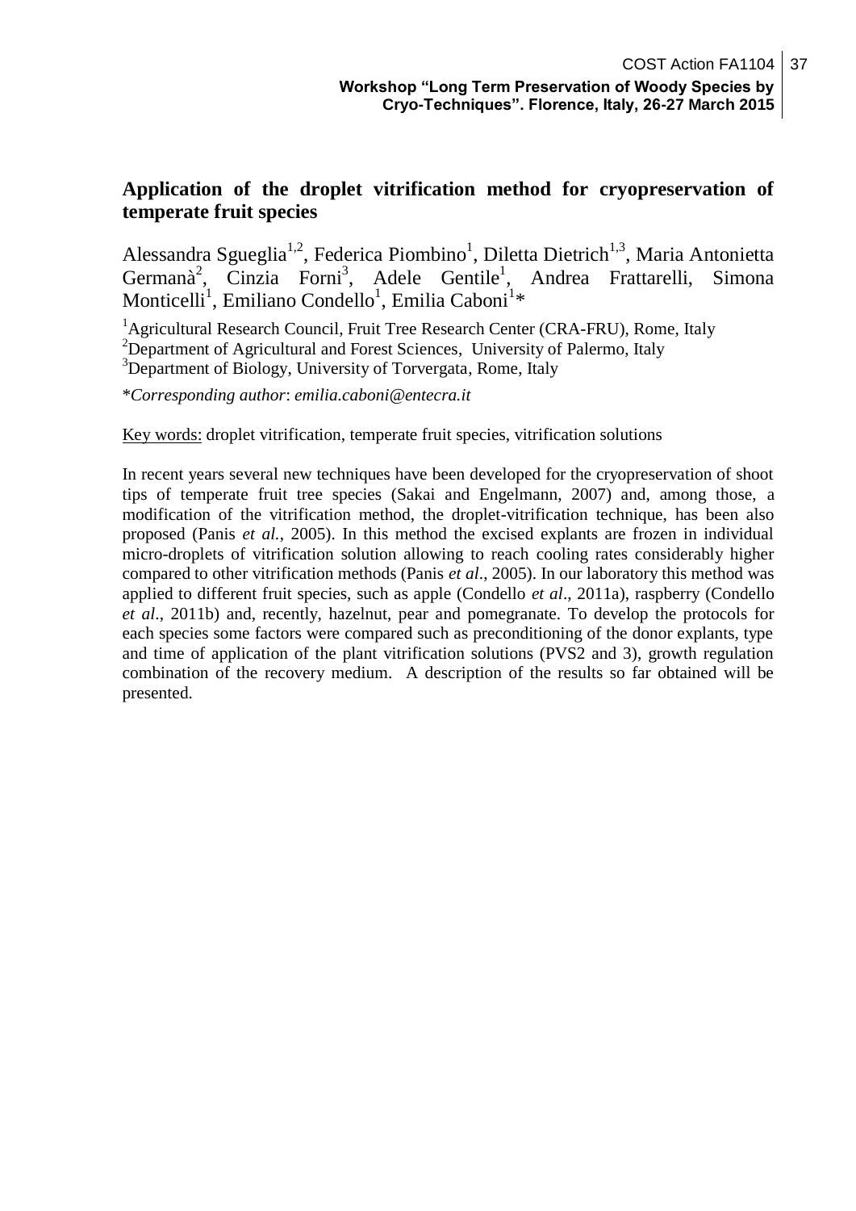## Application of the droplet vitrification method for cryopreservation of temperate fruit species

Alessandra Sgueglia[1,2], Federica Piombino[1], Diletta Dietrich[1,3], Maria Antonietta Germanà[2], Cinzia Forni[3], Adele Gentile[1], Andrea Frattarelli, Simona Monticelli[1], Emiliano Condello[1], Emilia Caboni[1]*

[1]Agricultural Research Council, Fruit Tree Research Center (CRA-FRU), Rome, Italy
[2]Department of Agricultural and Forest Sciences, University of Palermo, Italy
[3]Department of Biology, University of Torvergata, Rome, Italy

*\**Corresponding author*: *emilia.caboni@entecra.it*

Key words: droplet vitrification, temperate fruit species, vitrification solutions

In recent years several new techniques have been developed for the cryopreservation of shoot tips of temperate fruit tree species (Sakai and Engelmann, 2007) and, among those, a modification of the vitrification method, the droplet-vitrification technique, has been also proposed (Panis *et al.*, 2005). In this method the excised explants are frozen in individual micro-droplets of vitrification solution allowing to reach cooling rates considerably higher compared to other vitrification methods (Panis *et al*., 2005). In our laboratory this method was applied to different fruit species, such as apple (Condello *et al*., 2011a), raspberry (Condello *et al*., 2011b) and, recently, hazelnut, pear and pomegranate. To develop the protocols for each species some factors were compared such as preconditioning of the donor explants, type and time of application of the plant vitrification solutions (PVS2 and 3), growth regulation combination of the recovery medium. A description of the results so far obtained will be presented.